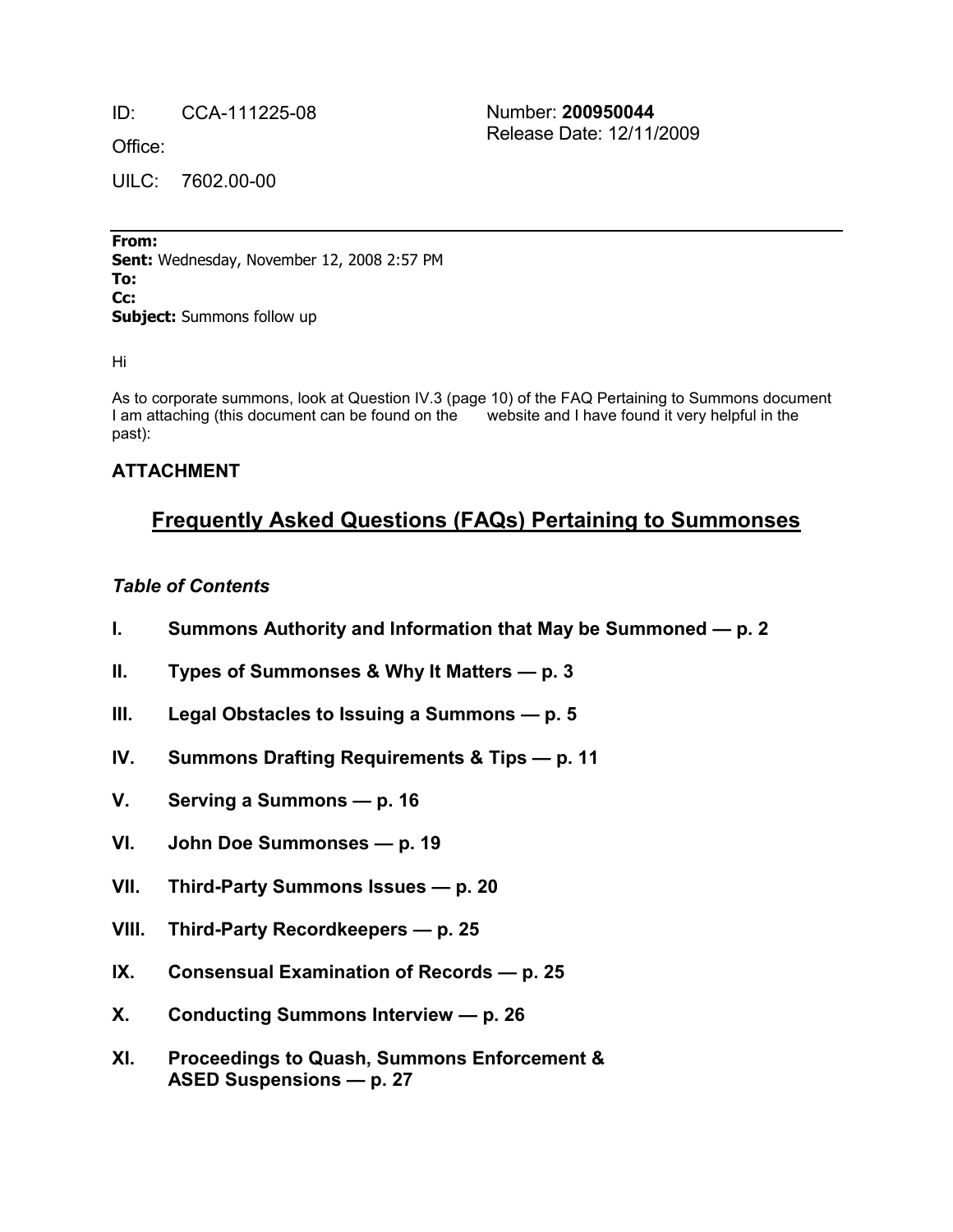ID: CCA-111225-08

Office:

UILC: 7602.00-00

Number: **200950044**
Release Date: 12/11/2009

---

**From:**
**Sent:** Wednesday, November 12, 2008 2:57 PM
**To:**
**Cc:**
**Subject:** Summons follow up

Hi

As to corporate summons, look at Question IV.3 (page 10) of the FAQ Pertaining to Summons document I am attaching (this document can be found on the website and I have found it very helpful in the past):

**ATTACHMENT**

# Frequently Asked Questions (FAQs) Pertaining to Summonses

***Table of Contents***

**I. Summons Authority and Information that May be Summoned — p. 2**

**II. Types of Summonses & Why It Matters — p. 3**

**III. Legal Obstacles to Issuing a Summons — p. 5**

**IV. Summons Drafting Requirements & Tips — p. 11**

**V. Serving a Summons — p. 16**

**VI. John Doe Summonses — p. 19**

**VII. Third-Party Summons Issues — p. 20**

**VIII. Third-Party Recordkeepers — p. 25**

**IX. Consensual Examination of Records — p. 25**

**X. Conducting Summons Interview — p. 26**

**XI. Proceedings to Quash, Summons Enforcement & ASED Suspensions — p. 27**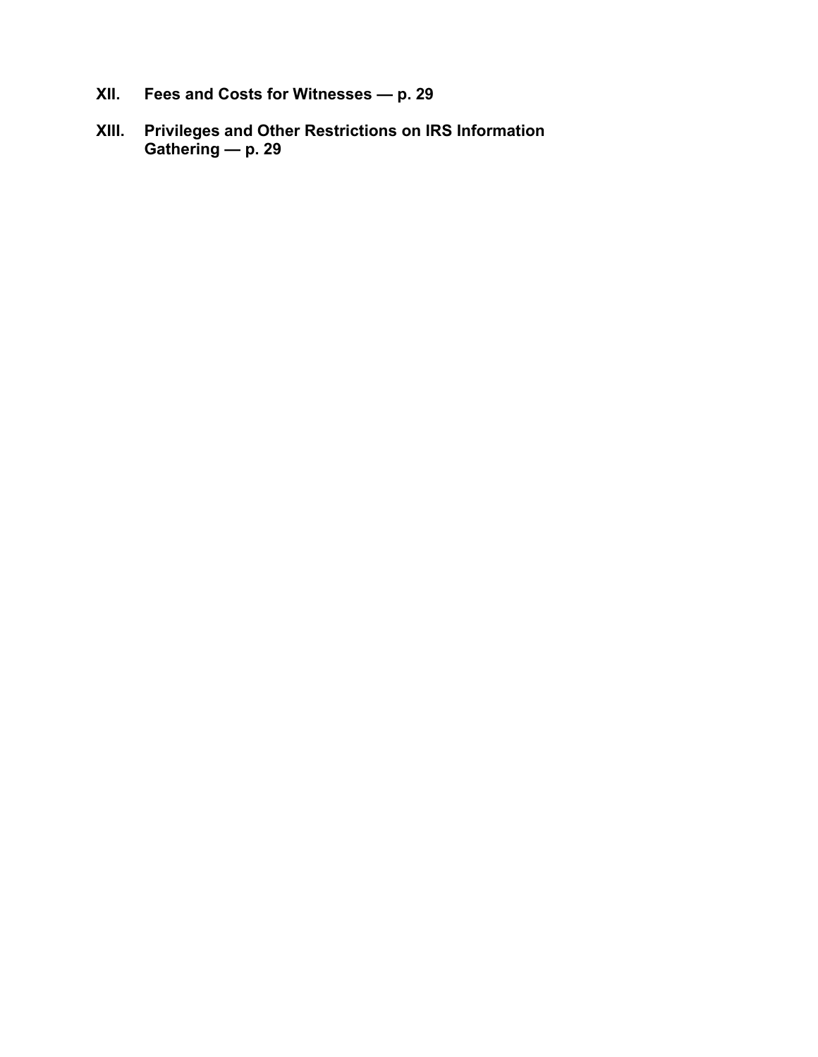**XII. Fees and Costs for Witnesses — p. 29**

**XIII. Privileges and Other Restrictions on IRS Information Gathering — p. 29**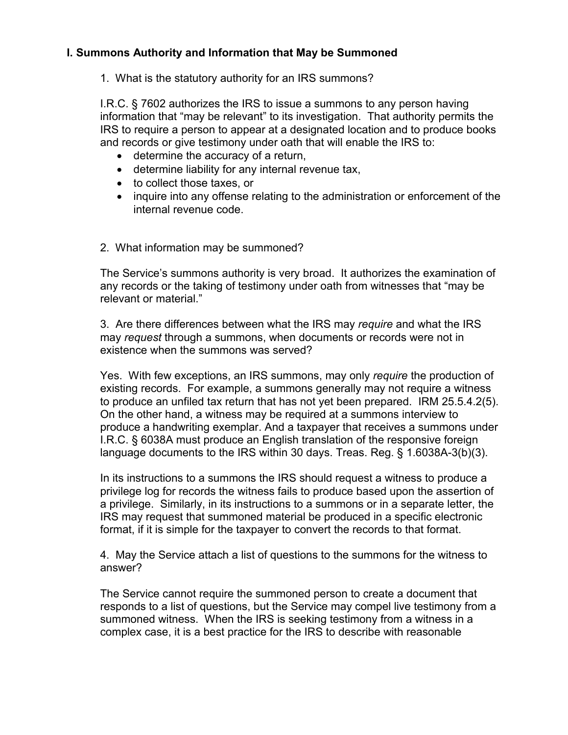## I. Summons Authority and Information that May be Summoned

1. What is the statutory authority for an IRS summons?

I.R.C. § 7602 authorizes the IRS to issue a summons to any person having information that "may be relevant" to its investigation. That authority permits the IRS to require a person to appear at a designated location and to produce books and records or give testimony under oath that will enable the IRS to:

- determine the accuracy of a return,
- determine liability for any internal revenue tax,
- to collect those taxes, or
- inquire into any offense relating to the administration or enforcement of the internal revenue code.

2. What information may be summoned?

The Service's summons authority is very broad. It authorizes the examination of any records or the taking of testimony under oath from witnesses that "may be relevant or material."

3. Are there differences between what the IRS may *require* and what the IRS may *request* through a summons, when documents or records were not in existence when the summons was served?

Yes. With few exceptions, an IRS summons, may only *require* the production of existing records. For example, a summons generally may not require a witness to produce an unfiled tax return that has not yet been prepared. IRM 25.5.4.2(5). On the other hand, a witness may be required at a summons interview to produce a handwriting exemplar. And a taxpayer that receives a summons under I.R.C. § 6038A must produce an English translation of the responsive foreign language documents to the IRS within 30 days. Treas. Reg. § 1.6038A-3(b)(3).

In its instructions to a summons the IRS should request a witness to produce a privilege log for records the witness fails to produce based upon the assertion of a privilege. Similarly, in its instructions to a summons or in a separate letter, the IRS may request that summoned material be produced in a specific electronic format, if it is simple for the taxpayer to convert the records to that format.

4. May the Service attach a list of questions to the summons for the witness to answer?

The Service cannot require the summoned person to create a document that responds to a list of questions, but the Service may compel live testimony from a summoned witness. When the IRS is seeking testimony from a witness in a complex case, it is a best practice for the IRS to describe with reasonable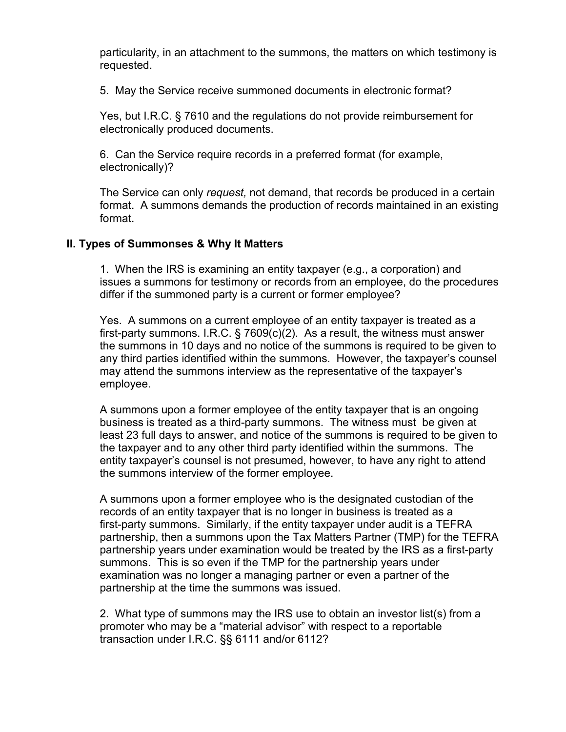particularity, in an attachment to the summons, the matters on which testimony is requested.

5. May the Service receive summoned documents in electronic format?

Yes, but I.R.C. § 7610 and the regulations do not provide reimbursement for electronically produced documents.

6. Can the Service require records in a preferred format (for example, electronically)?

The Service can only *request,* not demand, that records be produced in a certain format. A summons demands the production of records maintained in an existing format.

## II. Types of Summonses & Why It Matters

1. When the IRS is examining an entity taxpayer (e.g., a corporation) and issues a summons for testimony or records from an employee, do the procedures differ if the summoned party is a current or former employee?

Yes. A summons on a current employee of an entity taxpayer is treated as a first-party summons. I.R.C. § 7609(c)(2). As a result, the witness must answer the summons in 10 days and no notice of the summons is required to be given to any third parties identified within the summons. However, the taxpayer's counsel may attend the summons interview as the representative of the taxpayer's employee.

A summons upon a former employee of the entity taxpayer that is an ongoing business is treated as a third-party summons. The witness must be given at least 23 full days to answer, and notice of the summons is required to be given to the taxpayer and to any other third party identified within the summons. The entity taxpayer's counsel is not presumed, however, to have any right to attend the summons interview of the former employee.

A summons upon a former employee who is the designated custodian of the records of an entity taxpayer that is no longer in business is treated as a first-party summons. Similarly, if the entity taxpayer under audit is a TEFRA partnership, then a summons upon the Tax Matters Partner (TMP) for the TEFRA partnership years under examination would be treated by the IRS as a first-party summons. This is so even if the TMP for the partnership years under examination was no longer a managing partner or even a partner of the partnership at the time the summons was issued.

2. What type of summons may the IRS use to obtain an investor list(s) from a promoter who may be a "material advisor" with respect to a reportable transaction under I.R.C. §§ 6111 and/or 6112?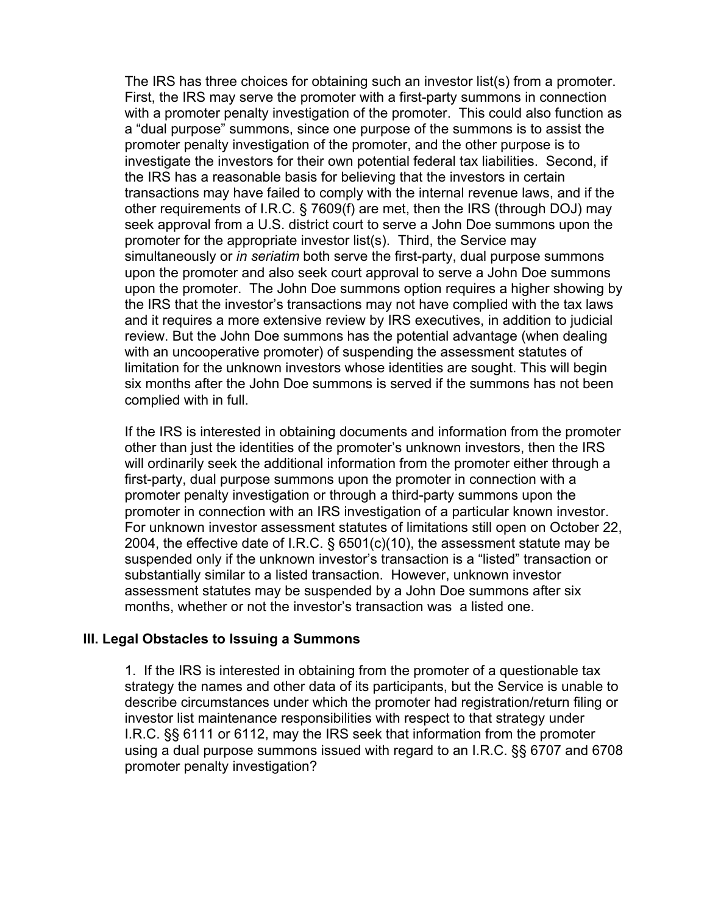The IRS has three choices for obtaining such an investor list(s) from a promoter. First, the IRS may serve the promoter with a first-party summons in connection with a promoter penalty investigation of the promoter. This could also function as a "dual purpose" summons, since one purpose of the summons is to assist the promoter penalty investigation of the promoter, and the other purpose is to investigate the investors for their own potential federal tax liabilities. Second, if the IRS has a reasonable basis for believing that the investors in certain transactions may have failed to comply with the internal revenue laws, and if the other requirements of I.R.C. § 7609(f) are met, then the IRS (through DOJ) may seek approval from a U.S. district court to serve a John Doe summons upon the promoter for the appropriate investor list(s). Third, the Service may simultaneously or *in seriatim* both serve the first-party, dual purpose summons upon the promoter and also seek court approval to serve a John Doe summons upon the promoter. The John Doe summons option requires a higher showing by the IRS that the investor's transactions may not have complied with the tax laws and it requires a more extensive review by IRS executives, in addition to judicial review. But the John Doe summons has the potential advantage (when dealing with an uncooperative promoter) of suspending the assessment statutes of limitation for the unknown investors whose identities are sought. This will begin six months after the John Doe summons is served if the summons has not been complied with in full.

If the IRS is interested in obtaining documents and information from the promoter other than just the identities of the promoter's unknown investors, then the IRS will ordinarily seek the additional information from the promoter either through a first-party, dual purpose summons upon the promoter in connection with a promoter penalty investigation or through a third-party summons upon the promoter in connection with an IRS investigation of a particular known investor. For unknown investor assessment statutes of limitations still open on October 22, 2004, the effective date of I.R.C. § 6501(c)(10), the assessment statute may be suspended only if the unknown investor's transaction is a "listed" transaction or substantially similar to a listed transaction. However, unknown investor assessment statutes may be suspended by a John Doe summons after six months, whether or not the investor's transaction was a listed one.

## III. Legal Obstacles to Issuing a Summons

1. If the IRS is interested in obtaining from the promoter of a questionable tax strategy the names and other data of its participants, but the Service is unable to describe circumstances under which the promoter had registration/return filing or investor list maintenance responsibilities with respect to that strategy under I.R.C. §§ 6111 or 6112, may the IRS seek that information from the promoter using a dual purpose summons issued with regard to an I.R.C. §§ 6707 and 6708 promoter penalty investigation?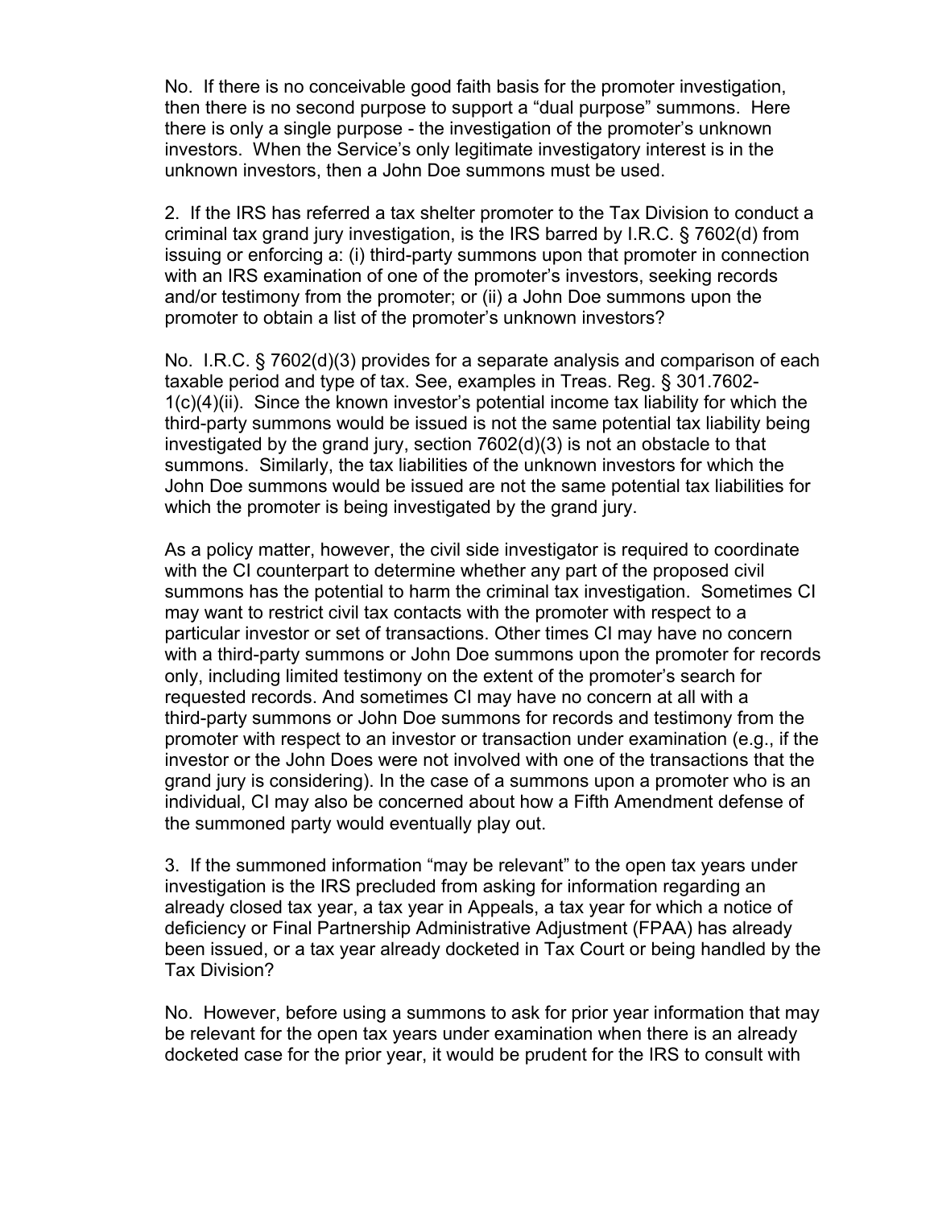No. If there is no conceivable good faith basis for the promoter investigation, then there is no second purpose to support a "dual purpose" summons. Here there is only a single purpose - the investigation of the promoter's unknown investors. When the Service's only legitimate investigatory interest is in the unknown investors, then a John Doe summons must be used.

2. If the IRS has referred a tax shelter promoter to the Tax Division to conduct a criminal tax grand jury investigation, is the IRS barred by I.R.C. § 7602(d) from issuing or enforcing a: (i) third-party summons upon that promoter in connection with an IRS examination of one of the promoter's investors, seeking records and/or testimony from the promoter; or (ii) a John Doe summons upon the promoter to obtain a list of the promoter's unknown investors?

No. I.R.C. § 7602(d)(3) provides for a separate analysis and comparison of each taxable period and type of tax. See, examples in Treas. Reg. § 301.7602-1(c)(4)(ii). Since the known investor's potential income tax liability for which the third-party summons would be issued is not the same potential tax liability being investigated by the grand jury, section 7602(d)(3) is not an obstacle to that summons. Similarly, the tax liabilities of the unknown investors for which the John Doe summons would be issued are not the same potential tax liabilities for which the promoter is being investigated by the grand jury.

As a policy matter, however, the civil side investigator is required to coordinate with the CI counterpart to determine whether any part of the proposed civil summons has the potential to harm the criminal tax investigation. Sometimes CI may want to restrict civil tax contacts with the promoter with respect to a particular investor or set of transactions. Other times CI may have no concern with a third-party summons or John Doe summons upon the promoter for records only, including limited testimony on the extent of the promoter's search for requested records. And sometimes CI may have no concern at all with a third-party summons or John Doe summons for records and testimony from the promoter with respect to an investor or transaction under examination (e.g., if the investor or the John Does were not involved with one of the transactions that the grand jury is considering). In the case of a summons upon a promoter who is an individual, CI may also be concerned about how a Fifth Amendment defense of the summoned party would eventually play out.

3. If the summoned information "may be relevant" to the open tax years under investigation is the IRS precluded from asking for information regarding an already closed tax year, a tax year in Appeals, a tax year for which a notice of deficiency or Final Partnership Administrative Adjustment (FPAA) has already been issued, or a tax year already docketed in Tax Court or being handled by the Tax Division?

No. However, before using a summons to ask for prior year information that may be relevant for the open tax years under examination when there is an already docketed case for the prior year, it would be prudent for the IRS to consult with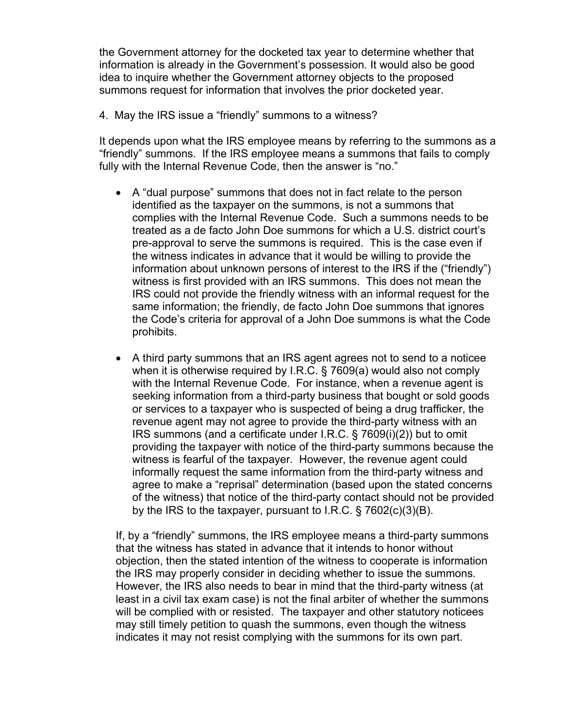the Government attorney for the docketed tax year to determine whether that information is already in the Government's possession. It would also be good idea to inquire whether the Government attorney objects to the proposed summons request for information that involves the prior docketed year.

4. May the IRS issue a "friendly" summons to a witness?

It depends upon what the IRS employee means by referring to the summons as a "friendly" summons. If the IRS employee means a summons that fails to comply fully with the Internal Revenue Code, then the answer is "no."

- A "dual purpose" summons that does not in fact relate to the person identified as the taxpayer on the summons, is not a summons that complies with the Internal Revenue Code. Such a summons needs to be treated as a de facto John Doe summons for which a U.S. district court's pre-approval to serve the summons is required. This is the case even if the witness indicates in advance that it would be willing to provide the information about unknown persons of interest to the IRS if the ("friendly") witness is first provided with an IRS summons. This does not mean the IRS could not provide the friendly witness with an informal request for the same information; the friendly, de facto John Doe summons that ignores the Code's criteria for approval of a John Doe summons is what the Code prohibits.

- A third party summons that an IRS agent agrees not to send to a noticee when it is otherwise required by I.R.C. § 7609(a) would also not comply with the Internal Revenue Code. For instance, when a revenue agent is seeking information from a third-party business that bought or sold goods or services to a taxpayer who is suspected of being a drug trafficker, the revenue agent may not agree to provide the third-party witness with an IRS summons (and a certificate under I.R.C. § 7609(i)(2)) but to omit providing the taxpayer with notice of the third-party summons because the witness is fearful of the taxpayer. However, the revenue agent could informally request the same information from the third-party witness and agree to make a "reprisal" determination (based upon the stated concerns of the witness) that notice of the third-party contact should not be provided by the IRS to the taxpayer, pursuant to I.R.C. § 7602(c)(3)(B).

If, by a "friendly" summons, the IRS employee means a third-party summons that the witness has stated in advance that it intends to honor without objection, then the stated intention of the witness to cooperate is information the IRS may properly consider in deciding whether to issue the summons. However, the IRS also needs to bear in mind that the third-party witness (at least in a civil tax exam case) is not the final arbiter of whether the summons will be complied with or resisted. The taxpayer and other statutory noticees may still timely petition to quash the summons, even though the witness indicates it may not resist complying with the summons for its own part.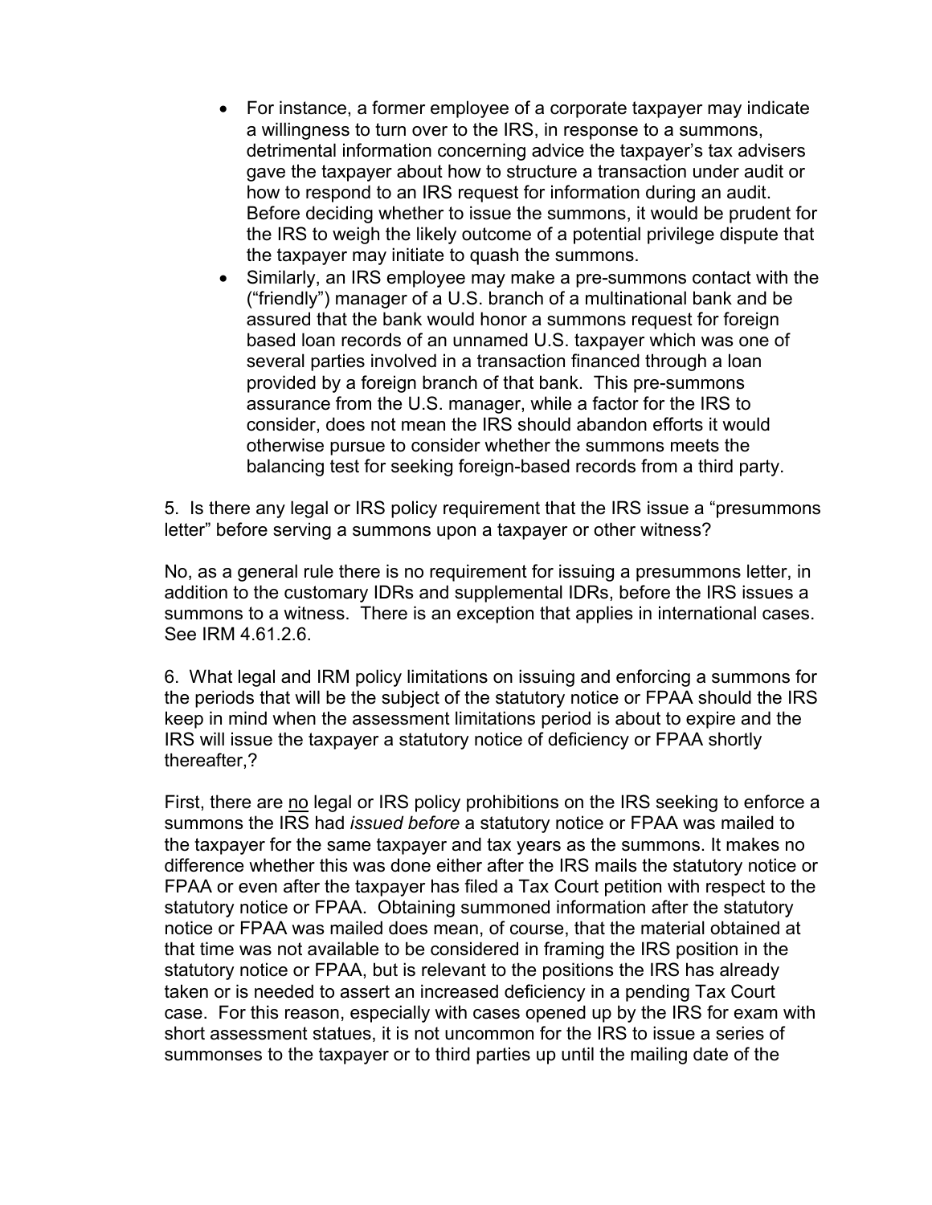- For instance, a former employee of a corporate taxpayer may indicate a willingness to turn over to the IRS, in response to a summons, detrimental information concerning advice the taxpayer's tax advisers gave the taxpayer about how to structure a transaction under audit or how to respond to an IRS request for information during an audit. Before deciding whether to issue the summons, it would be prudent for the IRS to weigh the likely outcome of a potential privilege dispute that the taxpayer may initiate to quash the summons.
- Similarly, an IRS employee may make a pre-summons contact with the ("friendly") manager of a U.S. branch of a multinational bank and be assured that the bank would honor a summons request for foreign based loan records of an unnamed U.S. taxpayer which was one of several parties involved in a transaction financed through a loan provided by a foreign branch of that bank. This pre-summons assurance from the U.S. manager, while a factor for the IRS to consider, does not mean the IRS should abandon efforts it would otherwise pursue to consider whether the summons meets the balancing test for seeking foreign-based records from a third party.

5. Is there any legal or IRS policy requirement that the IRS issue a "presummons letter" before serving a summons upon a taxpayer or other witness?

No, as a general rule there is no requirement for issuing a presummons letter, in addition to the customary IDRs and supplemental IDRs, before the IRS issues a summons to a witness. There is an exception that applies in international cases. See IRM 4.61.2.6.

6. What legal and IRM policy limitations on issuing and enforcing a summons for the periods that will be the subject of the statutory notice or FPAA should the IRS keep in mind when the assessment limitations period is about to expire and the IRS will issue the taxpayer a statutory notice of deficiency or FPAA shortly thereafter,?

First, there are <u>no</u> legal or IRS policy prohibitions on the IRS seeking to enforce a summons the IRS had *issued before* a statutory notice or FPAA was mailed to the taxpayer for the same taxpayer and tax years as the summons. It makes no difference whether this was done either after the IRS mails the statutory notice or FPAA or even after the taxpayer has filed a Tax Court petition with respect to the statutory notice or FPAA. Obtaining summoned information after the statutory notice or FPAA was mailed does mean, of course, that the material obtained at that time was not available to be considered in framing the IRS position in the statutory notice or FPAA, but is relevant to the positions the IRS has already taken or is needed to assert an increased deficiency in a pending Tax Court case. For this reason, especially with cases opened up by the IRS for exam with short assessment statues, it is not uncommon for the IRS to issue a series of summonses to the taxpayer or to third parties up until the mailing date of the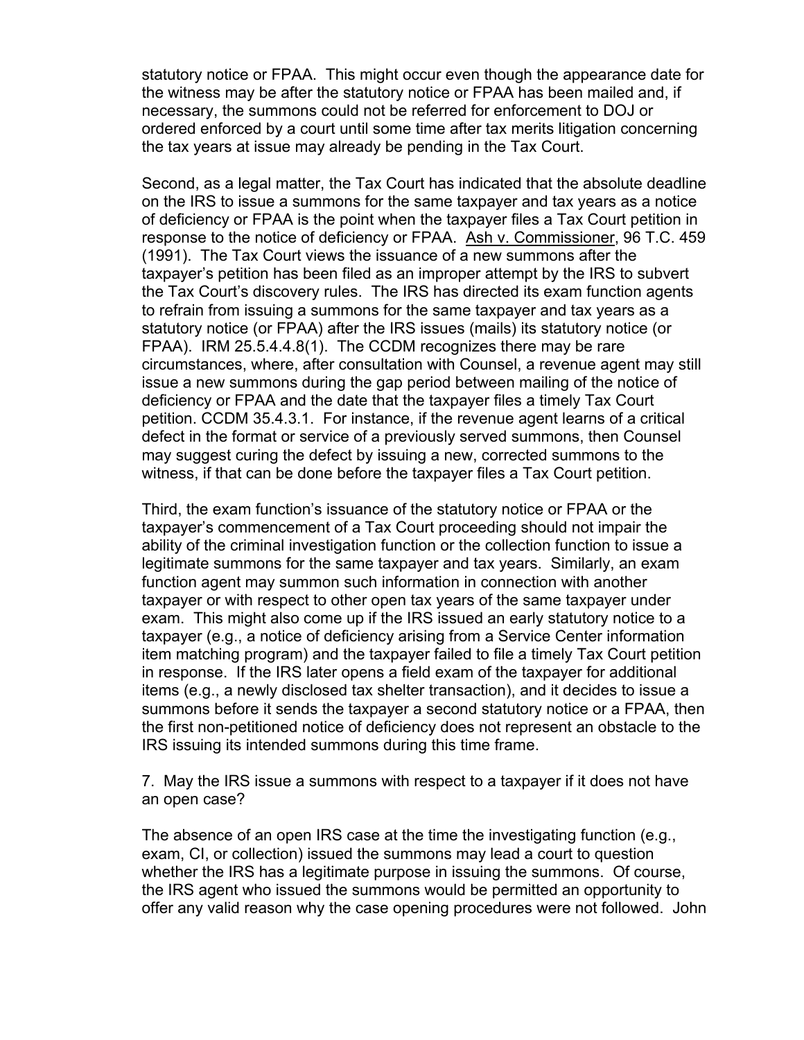statutory notice or FPAA. This might occur even though the appearance date for the witness may be after the statutory notice or FPAA has been mailed and, if necessary, the summons could not be referred for enforcement to DOJ or ordered enforced by a court until some time after tax merits litigation concerning the tax years at issue may already be pending in the Tax Court.

Second, as a legal matter, the Tax Court has indicated that the absolute deadline on the IRS to issue a summons for the same taxpayer and tax years as a notice of deficiency or FPAA is the point when the taxpayer files a Tax Court petition in response to the notice of deficiency or FPAA. Ash v. Commissioner, 96 T.C. 459 (1991). The Tax Court views the issuance of a new summons after the taxpayer's petition has been filed as an improper attempt by the IRS to subvert the Tax Court's discovery rules. The IRS has directed its exam function agents to refrain from issuing a summons for the same taxpayer and tax years as a statutory notice (or FPAA) after the IRS issues (mails) its statutory notice (or FPAA). IRM 25.5.4.4.8(1). The CCDM recognizes there may be rare circumstances, where, after consultation with Counsel, a revenue agent may still issue a new summons during the gap period between mailing of the notice of deficiency or FPAA and the date that the taxpayer files a timely Tax Court petition. CCDM 35.4.3.1. For instance, if the revenue agent learns of a critical defect in the format or service of a previously served summons, then Counsel may suggest curing the defect by issuing a new, corrected summons to the witness, if that can be done before the taxpayer files a Tax Court petition.

Third, the exam function's issuance of the statutory notice or FPAA or the taxpayer's commencement of a Tax Court proceeding should not impair the ability of the criminal investigation function or the collection function to issue a legitimate summons for the same taxpayer and tax years. Similarly, an exam function agent may summon such information in connection with another taxpayer or with respect to other open tax years of the same taxpayer under exam. This might also come up if the IRS issued an early statutory notice to a taxpayer (e.g., a notice of deficiency arising from a Service Center information item matching program) and the taxpayer failed to file a timely Tax Court petition in response. If the IRS later opens a field exam of the taxpayer for additional items (e.g., a newly disclosed tax shelter transaction), and it decides to issue a summons before it sends the taxpayer a second statutory notice or a FPAA, then the first non-petitioned notice of deficiency does not represent an obstacle to the IRS issuing its intended summons during this time frame.

7. May the IRS issue a summons with respect to a taxpayer if it does not have an open case?

The absence of an open IRS case at the time the investigating function (e.g., exam, CI, or collection) issued the summons may lead a court to question whether the IRS has a legitimate purpose in issuing the summons. Of course, the IRS agent who issued the summons would be permitted an opportunity to offer any valid reason why the case opening procedures were not followed. John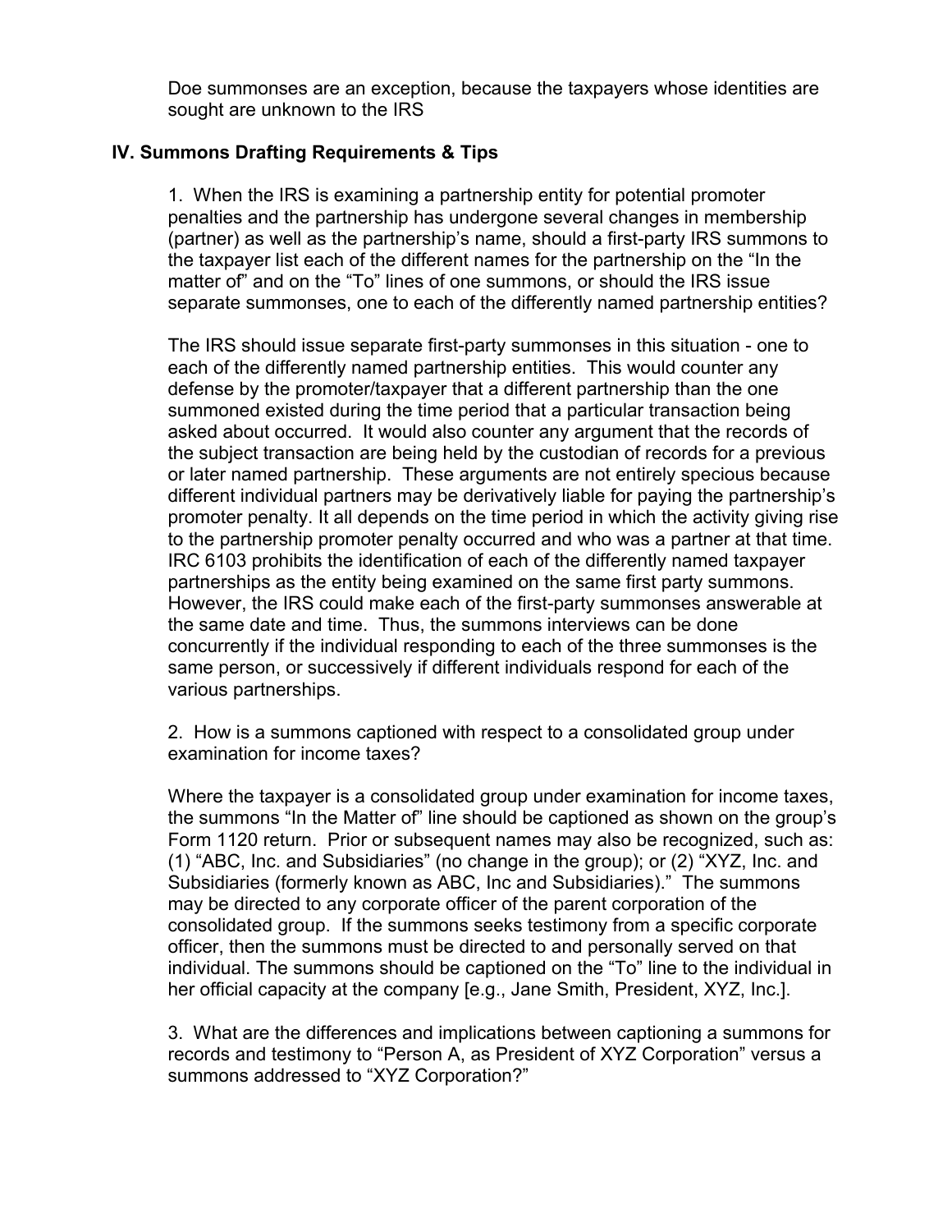Doe summonses are an exception, because the taxpayers whose identities are sought are unknown to the IRS

## IV. Summons Drafting Requirements & Tips

1. When the IRS is examining a partnership entity for potential promoter penalties and the partnership has undergone several changes in membership (partner) as well as the partnership's name, should a first-party IRS summons to the taxpayer list each of the different names for the partnership on the "In the matter of" and on the "To" lines of one summons, or should the IRS issue separate summonses, one to each of the differently named partnership entities?

The IRS should issue separate first-party summonses in this situation - one to each of the differently named partnership entities. This would counter any defense by the promoter/taxpayer that a different partnership than the one summoned existed during the time period that a particular transaction being asked about occurred. It would also counter any argument that the records of the subject transaction are being held by the custodian of records for a previous or later named partnership. These arguments are not entirely specious because different individual partners may be derivatively liable for paying the partnership's promoter penalty. It all depends on the time period in which the activity giving rise to the partnership promoter penalty occurred and who was a partner at that time. IRC 6103 prohibits the identification of each of the differently named taxpayer partnerships as the entity being examined on the same first party summons. However, the IRS could make each of the first-party summonses answerable at the same date and time. Thus, the summons interviews can be done concurrently if the individual responding to each of the three summonses is the same person, or successively if different individuals respond for each of the various partnerships.

2. How is a summons captioned with respect to a consolidated group under examination for income taxes?

Where the taxpayer is a consolidated group under examination for income taxes, the summons "In the Matter of" line should be captioned as shown on the group's Form 1120 return. Prior or subsequent names may also be recognized, such as: (1) "ABC, Inc. and Subsidiaries" (no change in the group); or (2) "XYZ, Inc. and Subsidiaries (formerly known as ABC, Inc and Subsidiaries)." The summons may be directed to any corporate officer of the parent corporation of the consolidated group. If the summons seeks testimony from a specific corporate officer, then the summons must be directed to and personally served on that individual. The summons should be captioned on the "To" line to the individual in her official capacity at the company [e.g., Jane Smith, President, XYZ, Inc.].

3. What are the differences and implications between captioning a summons for records and testimony to "Person A, as President of XYZ Corporation" versus a summons addressed to "XYZ Corporation?"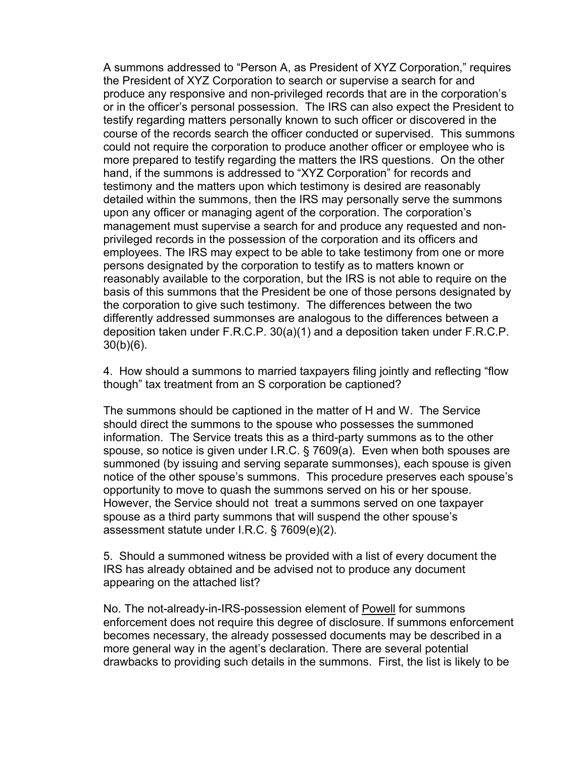A summons addressed to "Person A, as President of XYZ Corporation," requires the President of XYZ Corporation to search or supervise a search for and produce any responsive and non-privileged records that are in the corporation's or in the officer's personal possession. The IRS can also expect the President to testify regarding matters personally known to such officer or discovered in the course of the records search the officer conducted or supervised. This summons could not require the corporation to produce another officer or employee who is more prepared to testify regarding the matters the IRS questions. On the other hand, if the summons is addressed to "XYZ Corporation" for records and testimony and the matters upon which testimony is desired are reasonably detailed within the summons, then the IRS may personally serve the summons upon any officer or managing agent of the corporation. The corporation's management must supervise a search for and produce any requested and non-privileged records in the possession of the corporation and its officers and employees. The IRS may expect to be able to take testimony from one or more persons designated by the corporation to testify as to matters known or reasonably available to the corporation, but the IRS is not able to require on the basis of this summons that the President be one of those persons designated by the corporation to give such testimony. The differences between the two differently addressed summonses are analogous to the differences between a deposition taken under F.R.C.P. 30(a)(1) and a deposition taken under F.R.C.P. 30(b)(6).

4. How should a summons to married taxpayers filing jointly and reflecting "flow though" tax treatment from an S corporation be captioned?

The summons should be captioned in the matter of H and W. The Service should direct the summons to the spouse who possesses the summoned information. The Service treats this as a third-party summons as to the other spouse, so notice is given under I.R.C. § 7609(a). Even when both spouses are summoned (by issuing and serving separate summonses), each spouse is given notice of the other spouse's summons. This procedure preserves each spouse's opportunity to move to quash the summons served on his or her spouse. However, the Service should not treat a summons served on one taxpayer spouse as a third party summons that will suspend the other spouse's assessment statute under I.R.C. § 7609(e)(2).

5. Should a summoned witness be provided with a list of every document the IRS has already obtained and be advised not to produce any document appearing on the attached list?

No. The not-already-in-IRS-possession element of Powell for summons enforcement does not require this degree of disclosure. If summons enforcement becomes necessary, the already possessed documents may be described in a more general way in the agent's declaration. There are several potential drawbacks to providing such details in the summons. First, the list is likely to be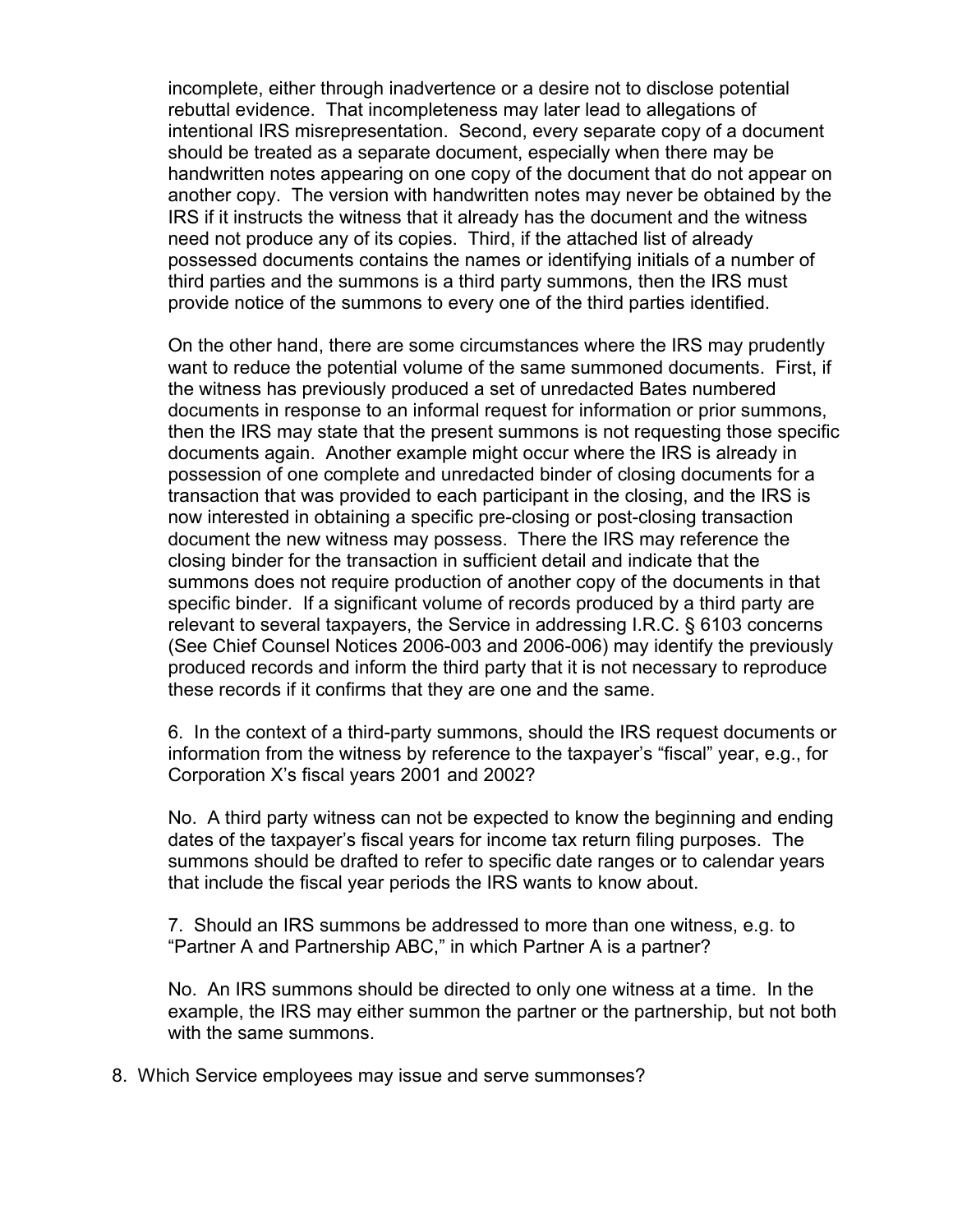incomplete, either through inadvertence or a desire not to disclose potential rebuttal evidence. That incompleteness may later lead to allegations of intentional IRS misrepresentation. Second, every separate copy of a document should be treated as a separate document, especially when there may be handwritten notes appearing on one copy of the document that do not appear on another copy. The version with handwritten notes may never be obtained by the IRS if it instructs the witness that it already has the document and the witness need not produce any of its copies. Third, if the attached list of already possessed documents contains the names or identifying initials of a number of third parties and the summons is a third party summons, then the IRS must provide notice of the summons to every one of the third parties identified.

On the other hand, there are some circumstances where the IRS may prudently want to reduce the potential volume of the same summoned documents. First, if the witness has previously produced a set of unredacted Bates numbered documents in response to an informal request for information or prior summons, then the IRS may state that the present summons is not requesting those specific documents again. Another example might occur where the IRS is already in possession of one complete and unredacted binder of closing documents for a transaction that was provided to each participant in the closing, and the IRS is now interested in obtaining a specific pre-closing or post-closing transaction document the new witness may possess. There the IRS may reference the closing binder for the transaction in sufficient detail and indicate that the summons does not require production of another copy of the documents in that specific binder. If a significant volume of records produced by a third party are relevant to several taxpayers, the Service in addressing I.R.C. § 6103 concerns (See Chief Counsel Notices 2006-003 and 2006-006) may identify the previously produced records and inform the third party that it is not necessary to reproduce these records if it confirms that they are one and the same.

6. In the context of a third-party summons, should the IRS request documents or information from the witness by reference to the taxpayer's "fiscal" year, e.g., for Corporation X's fiscal years 2001 and 2002?

No. A third party witness can not be expected to know the beginning and ending dates of the taxpayer's fiscal years for income tax return filing purposes. The summons should be drafted to refer to specific date ranges or to calendar years that include the fiscal year periods the IRS wants to know about.

7. Should an IRS summons be addressed to more than one witness, e.g. to "Partner A and Partnership ABC," in which Partner A is a partner?

No. An IRS summons should be directed to only one witness at a time. In the example, the IRS may either summon the partner or the partnership, but not both with the same summons.

8. Which Service employees may issue and serve summonses?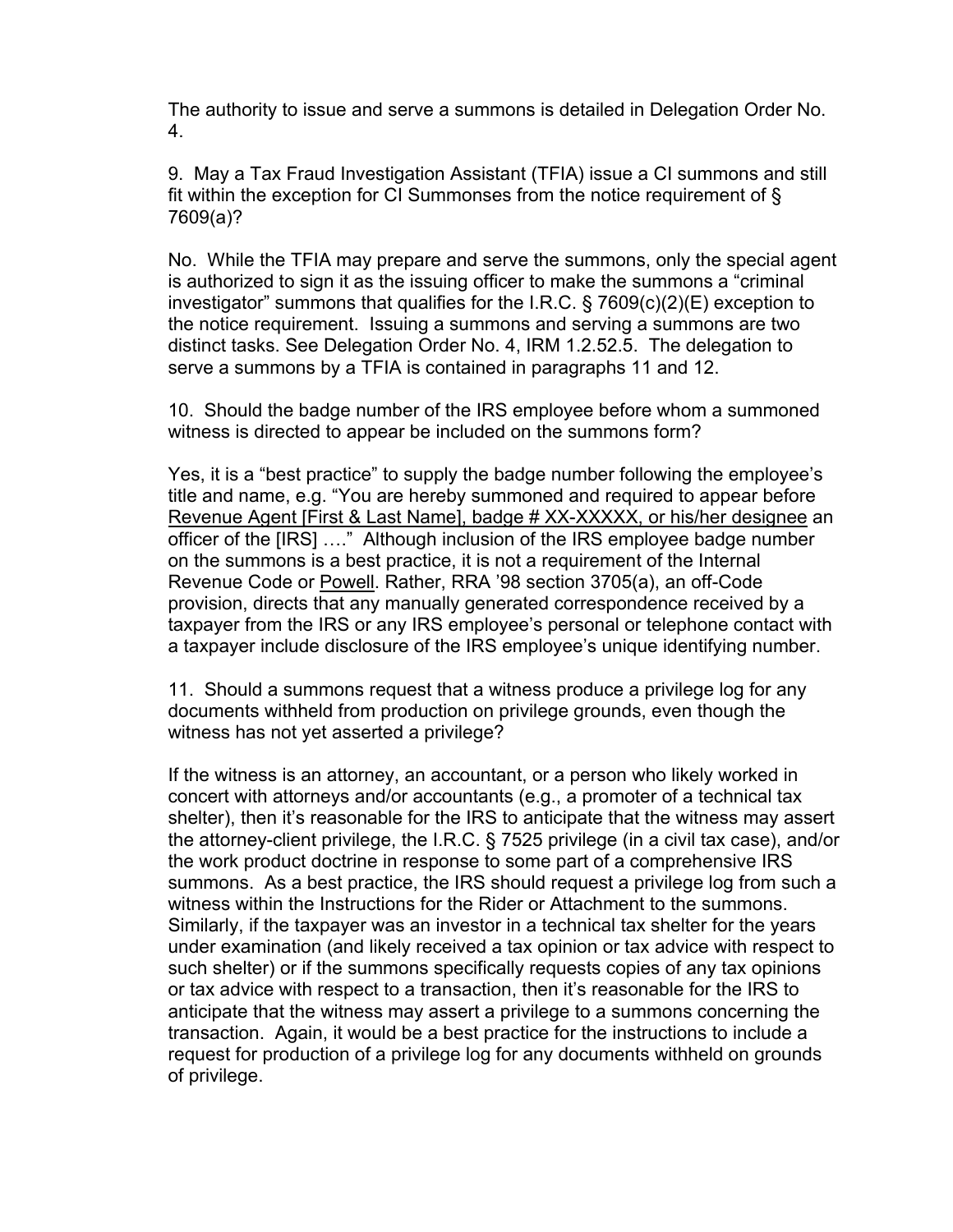The authority to issue and serve a summons is detailed in Delegation Order No. 4.

9. May a Tax Fraud Investigation Assistant (TFIA) issue a CI summons and still fit within the exception for CI Summonses from the notice requirement of § 7609(a)?

No. While the TFIA may prepare and serve the summons, only the special agent is authorized to sign it as the issuing officer to make the summons a "criminal investigator" summons that qualifies for the I.R.C. § 7609(c)(2)(E) exception to the notice requirement. Issuing a summons and serving a summons are two distinct tasks. See Delegation Order No. 4, IRM 1.2.52.5. The delegation to serve a summons by a TFIA is contained in paragraphs 11 and 12.

10. Should the badge number of the IRS employee before whom a summoned witness is directed to appear be included on the summons form?

Yes, it is a "best practice" to supply the badge number following the employee's title and name, e.g. "You are hereby summoned and required to appear before <u>Revenue Agent [First & Last Name], badge # XX-XXXXX, or his/her designee</u> an officer of the [IRS] …." Although inclusion of the IRS employee badge number on the summons is a best practice, it is not a requirement of the Internal Revenue Code or <u>Powell</u>. Rather, RRA '98 section 3705(a), an off-Code provision, directs that any manually generated correspondence received by a taxpayer from the IRS or any IRS employee's personal or telephone contact with a taxpayer include disclosure of the IRS employee's unique identifying number.

11. Should a summons request that a witness produce a privilege log for any documents withheld from production on privilege grounds, even though the witness has not yet asserted a privilege?

If the witness is an attorney, an accountant, or a person who likely worked in concert with attorneys and/or accountants (e.g., a promoter of a technical tax shelter), then it's reasonable for the IRS to anticipate that the witness may assert the attorney-client privilege, the I.R.C. § 7525 privilege (in a civil tax case), and/or the work product doctrine in response to some part of a comprehensive IRS summons. As a best practice, the IRS should request a privilege log from such a witness within the Instructions for the Rider or Attachment to the summons. Similarly, if the taxpayer was an investor in a technical tax shelter for the years under examination (and likely received a tax opinion or tax advice with respect to such shelter) or if the summons specifically requests copies of any tax opinions or tax advice with respect to a transaction, then it's reasonable for the IRS to anticipate that the witness may assert a privilege to a summons concerning the transaction. Again, it would be a best practice for the instructions to include a request for production of a privilege log for any documents withheld on grounds of privilege.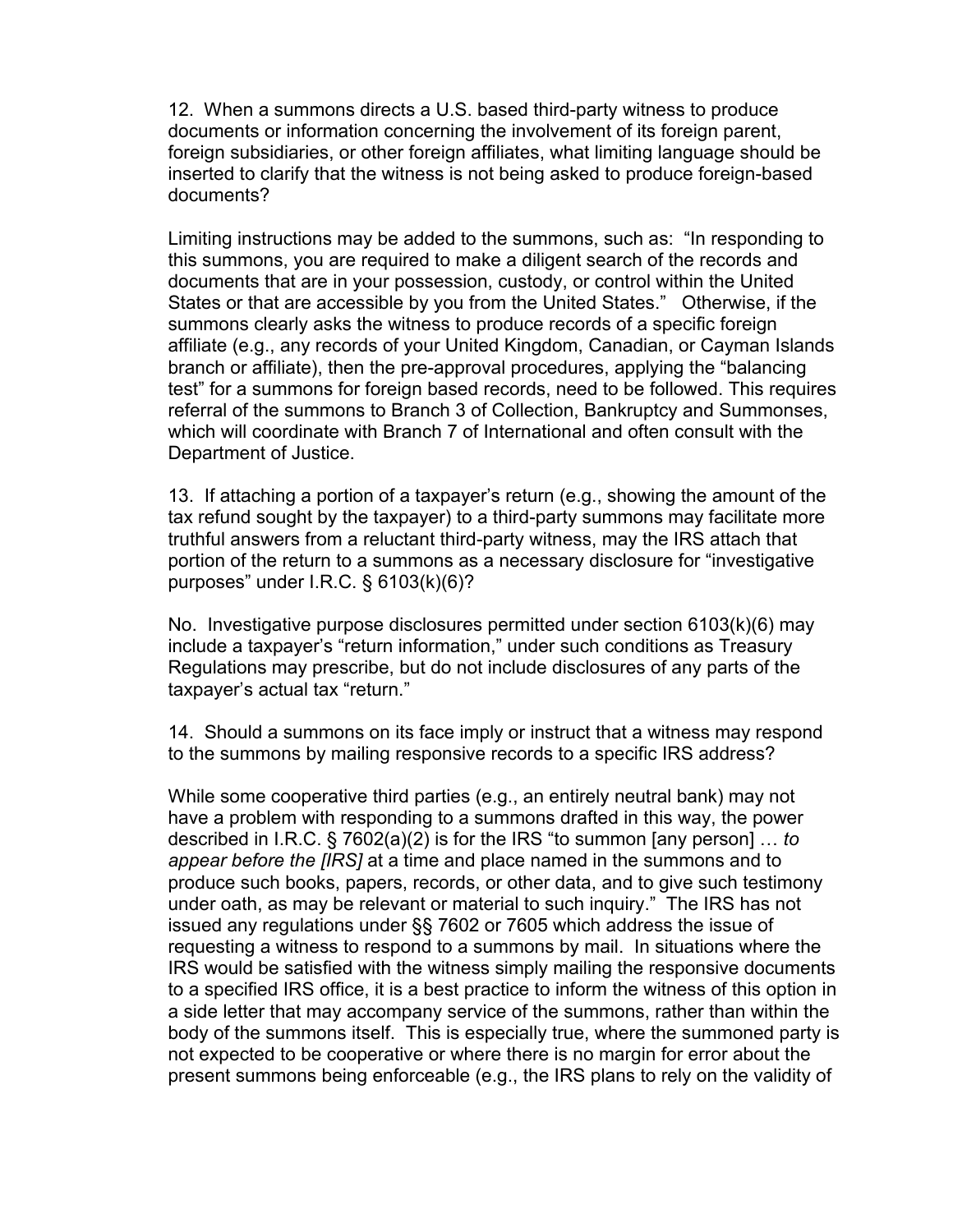12. When a summons directs a U.S. based third-party witness to produce documents or information concerning the involvement of its foreign parent, foreign subsidiaries, or other foreign affiliates, what limiting language should be inserted to clarify that the witness is not being asked to produce foreign-based documents?

Limiting instructions may be added to the summons, such as: "In responding to this summons, you are required to make a diligent search of the records and documents that are in your possession, custody, or control within the United States or that are accessible by you from the United States." Otherwise, if the summons clearly asks the witness to produce records of a specific foreign affiliate (e.g., any records of your United Kingdom, Canadian, or Cayman Islands branch or affiliate), then the pre-approval procedures, applying the "balancing test" for a summons for foreign based records, need to be followed. This requires referral of the summons to Branch 3 of Collection, Bankruptcy and Summonses, which will coordinate with Branch 7 of International and often consult with the Department of Justice.

13. If attaching a portion of a taxpayer's return (e.g., showing the amount of the tax refund sought by the taxpayer) to a third-party summons may facilitate more truthful answers from a reluctant third-party witness, may the IRS attach that portion of the return to a summons as a necessary disclosure for "investigative purposes" under I.R.C. § 6103(k)(6)?

No. Investigative purpose disclosures permitted under section 6103(k)(6) may include a taxpayer's "return information," under such conditions as Treasury Regulations may prescribe, but do not include disclosures of any parts of the taxpayer's actual tax "return."

14. Should a summons on its face imply or instruct that a witness may respond to the summons by mailing responsive records to a specific IRS address?

While some cooperative third parties (e.g., an entirely neutral bank) may not have a problem with responding to a summons drafted in this way, the power described in I.R.C. § 7602(a)(2) is for the IRS "to summon [any person] … *to appear before the [IRS]* at a time and place named in the summons and to produce such books, papers, records, or other data, and to give such testimony under oath, as may be relevant or material to such inquiry." The IRS has not issued any regulations under §§ 7602 or 7605 which address the issue of requesting a witness to respond to a summons by mail. In situations where the IRS would be satisfied with the witness simply mailing the responsive documents to a specified IRS office, it is a best practice to inform the witness of this option in a side letter that may accompany service of the summons, rather than within the body of the summons itself. This is especially true, where the summoned party is not expected to be cooperative or where there is no margin for error about the present summons being enforceable (e.g., the IRS plans to rely on the validity of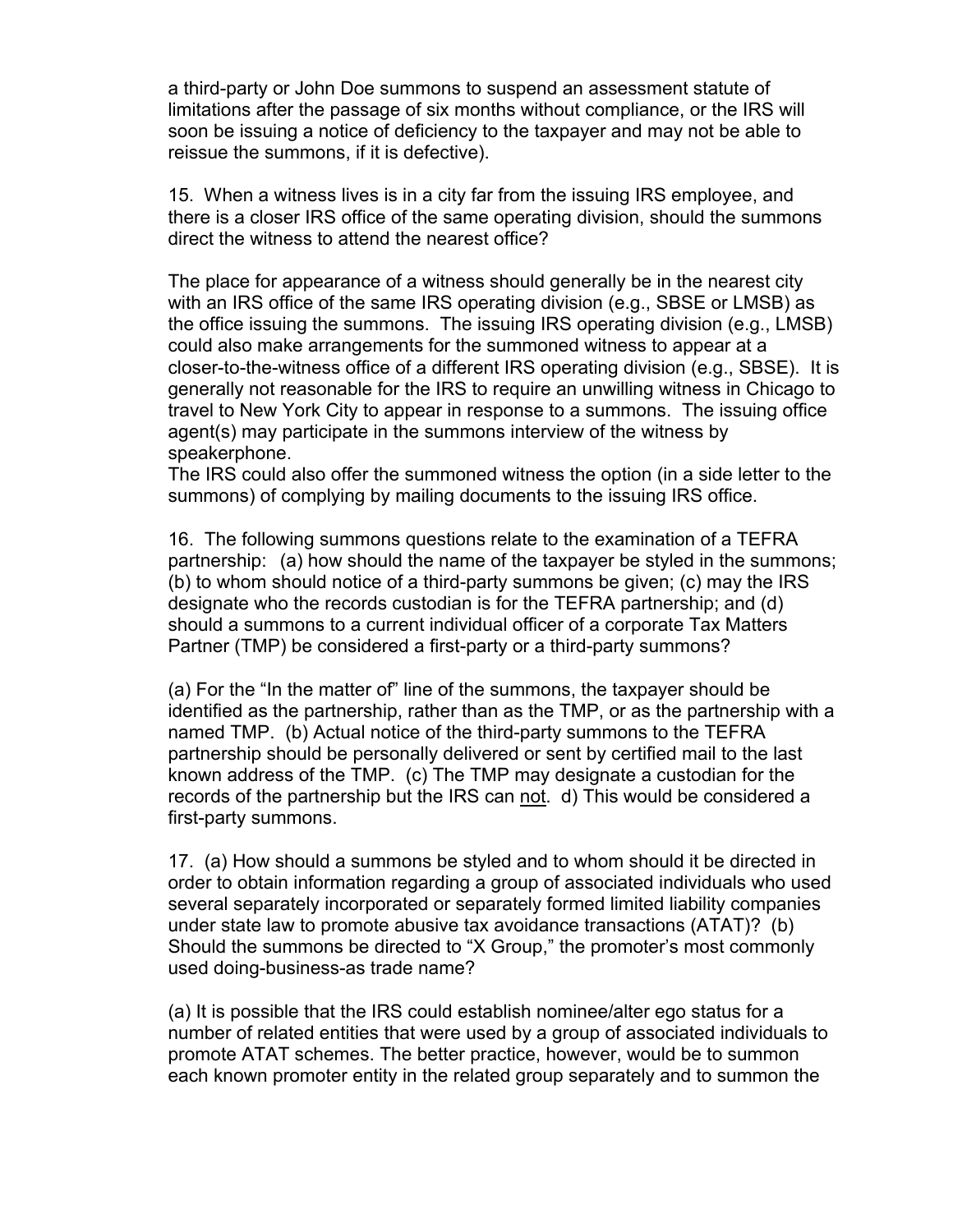a third-party or John Doe summons to suspend an assessment statute of limitations after the passage of six months without compliance, or the IRS will soon be issuing a notice of deficiency to the taxpayer and may not be able to reissue the summons, if it is defective).

15. When a witness lives is in a city far from the issuing IRS employee, and there is a closer IRS office of the same operating division, should the summons direct the witness to attend the nearest office?

The place for appearance of a witness should generally be in the nearest city with an IRS office of the same IRS operating division (e.g., SBSE or LMSB) as the office issuing the summons. The issuing IRS operating division (e.g., LMSB) could also make arrangements for the summoned witness to appear at a closer-to-the-witness office of a different IRS operating division (e.g., SBSE). It is generally not reasonable for the IRS to require an unwilling witness in Chicago to travel to New York City to appear in response to a summons. The issuing office agent(s) may participate in the summons interview of the witness by speakerphone.
The IRS could also offer the summoned witness the option (in a side letter to the summons) of complying by mailing documents to the issuing IRS office.

16. The following summons questions relate to the examination of a TEFRA partnership: (a) how should the name of the taxpayer be styled in the summons; (b) to whom should notice of a third-party summons be given; (c) may the IRS designate who the records custodian is for the TEFRA partnership; and (d) should a summons to a current individual officer of a corporate Tax Matters Partner (TMP) be considered a first-party or a third-party summons?

(a) For the "In the matter of" line of the summons, the taxpayer should be identified as the partnership, rather than as the TMP, or as the partnership with a named TMP. (b) Actual notice of the third-party summons to the TEFRA partnership should be personally delivered or sent by certified mail to the last known address of the TMP. (c) The TMP may designate a custodian for the records of the partnership but the IRS can <u>not</u>. d) This would be considered a first-party summons.

17. (a) How should a summons be styled and to whom should it be directed in order to obtain information regarding a group of associated individuals who used several separately incorporated or separately formed limited liability companies under state law to promote abusive tax avoidance transactions (ATAT)? (b) Should the summons be directed to "X Group," the promoter's most commonly used doing-business-as trade name?

(a) It is possible that the IRS could establish nominee/alter ego status for a number of related entities that were used by a group of associated individuals to promote ATAT schemes. The better practice, however, would be to summon each known promoter entity in the related group separately and to summon the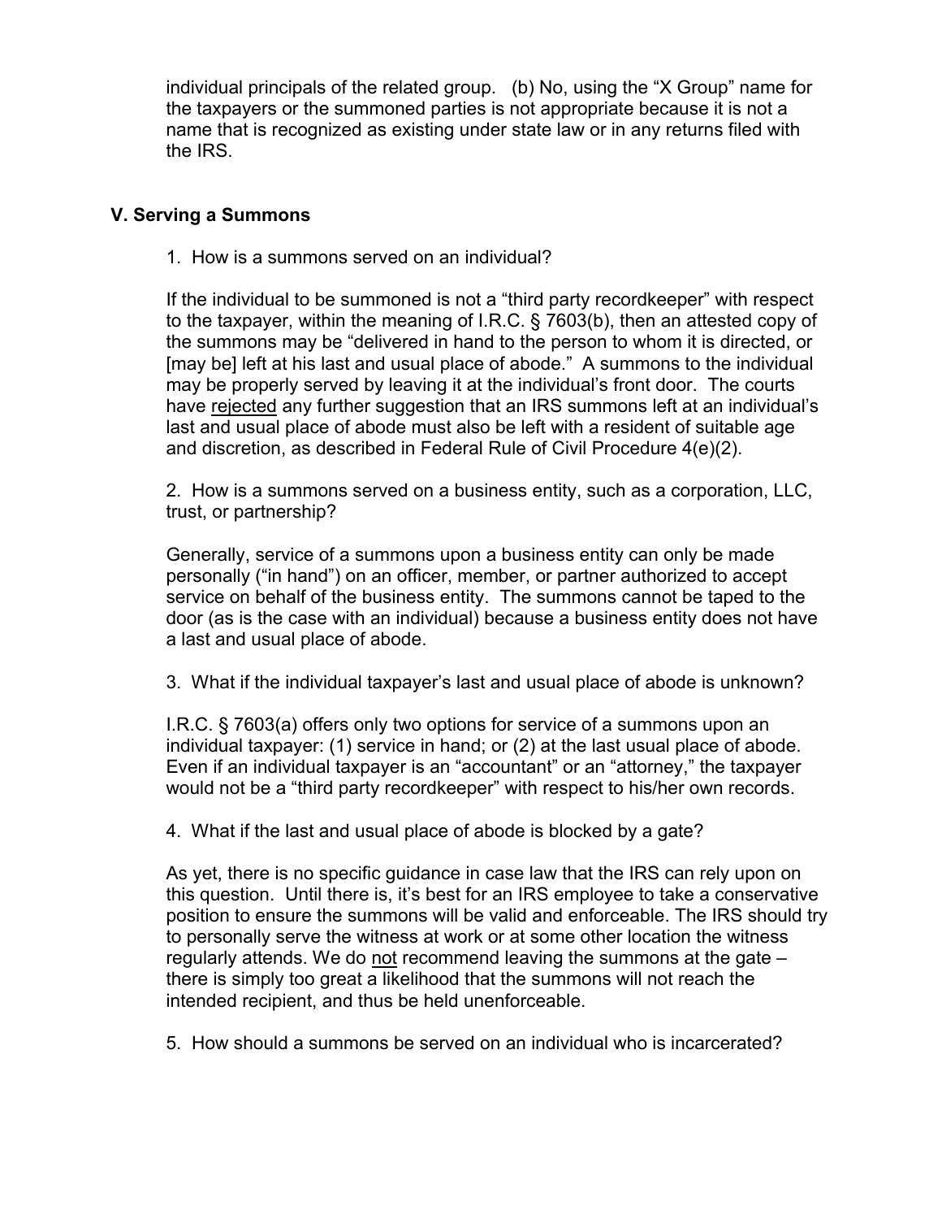individual principals of the related group. (b) No, using the "X Group" name for the taxpayers or the summoned parties is not appropriate because it is not a name that is recognized as existing under state law or in any returns filed with the IRS.

## V. Serving a Summons

1. How is a summons served on an individual?

If the individual to be summoned is not a "third party recordkeeper" with respect to the taxpayer, within the meaning of I.R.C. § 7603(b), then an attested copy of the summons may be "delivered in hand to the person to whom it is directed, or [may be] left at his last and usual place of abode." A summons to the individual may be properly served by leaving it at the individual's front door. The courts have <u>rejected</u> any further suggestion that an IRS summons left at an individual's last and usual place of abode must also be left with a resident of suitable age and discretion, as described in Federal Rule of Civil Procedure 4(e)(2).

2. How is a summons served on a business entity, such as a corporation, LLC, trust, or partnership?

Generally, service of a summons upon a business entity can only be made personally ("in hand") on an officer, member, or partner authorized to accept service on behalf of the business entity. The summons cannot be taped to the door (as is the case with an individual) because a business entity does not have a last and usual place of abode.

3. What if the individual taxpayer's last and usual place of abode is unknown?

I.R.C. § 7603(a) offers only two options for service of a summons upon an individual taxpayer: (1) service in hand; or (2) at the last usual place of abode. Even if an individual taxpayer is an "accountant" or an "attorney," the taxpayer would not be a "third party recordkeeper" with respect to his/her own records.

4. What if the last and usual place of abode is blocked by a gate?

As yet, there is no specific guidance in case law that the IRS can rely upon on this question. Until there is, it's best for an IRS employee to take a conservative position to ensure the summons will be valid and enforceable. The IRS should try to personally serve the witness at work or at some other location the witness regularly attends. We do <u>not</u> recommend leaving the summons at the gate – there is simply too great a likelihood that the summons will not reach the intended recipient, and thus be held unenforceable.

5. How should a summons be served on an individual who is incarcerated?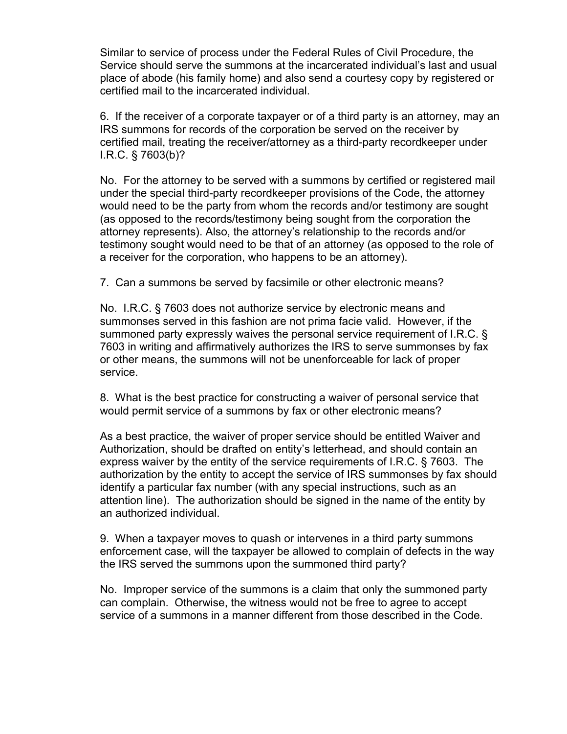Similar to service of process under the Federal Rules of Civil Procedure, the Service should serve the summons at the incarcerated individual's last and usual place of abode (his family home) and also send a courtesy copy by registered or certified mail to the incarcerated individual.

6. If the receiver of a corporate taxpayer or of a third party is an attorney, may an IRS summons for records of the corporation be served on the receiver by certified mail, treating the receiver/attorney as a third-party recordkeeper under I.R.C. § 7603(b)?

No. For the attorney to be served with a summons by certified or registered mail under the special third-party recordkeeper provisions of the Code, the attorney would need to be the party from whom the records and/or testimony are sought (as opposed to the records/testimony being sought from the corporation the attorney represents). Also, the attorney's relationship to the records and/or testimony sought would need to be that of an attorney (as opposed to the role of a receiver for the corporation, who happens to be an attorney).

7. Can a summons be served by facsimile or other electronic means?

No. I.R.C. § 7603 does not authorize service by electronic means and summonses served in this fashion are not prima facie valid. However, if the summoned party expressly waives the personal service requirement of I.R.C. § 7603 in writing and affirmatively authorizes the IRS to serve summonses by fax or other means, the summons will not be unenforceable for lack of proper service.

8. What is the best practice for constructing a waiver of personal service that would permit service of a summons by fax or other electronic means?

As a best practice, the waiver of proper service should be entitled Waiver and Authorization, should be drafted on entity's letterhead, and should contain an express waiver by the entity of the service requirements of I.R.C. § 7603. The authorization by the entity to accept the service of IRS summonses by fax should identify a particular fax number (with any special instructions, such as an attention line). The authorization should be signed in the name of the entity by an authorized individual.

9. When a taxpayer moves to quash or intervenes in a third party summons enforcement case, will the taxpayer be allowed to complain of defects in the way the IRS served the summons upon the summoned third party?

No. Improper service of the summons is a claim that only the summoned party can complain. Otherwise, the witness would not be free to agree to accept service of a summons in a manner different from those described in the Code.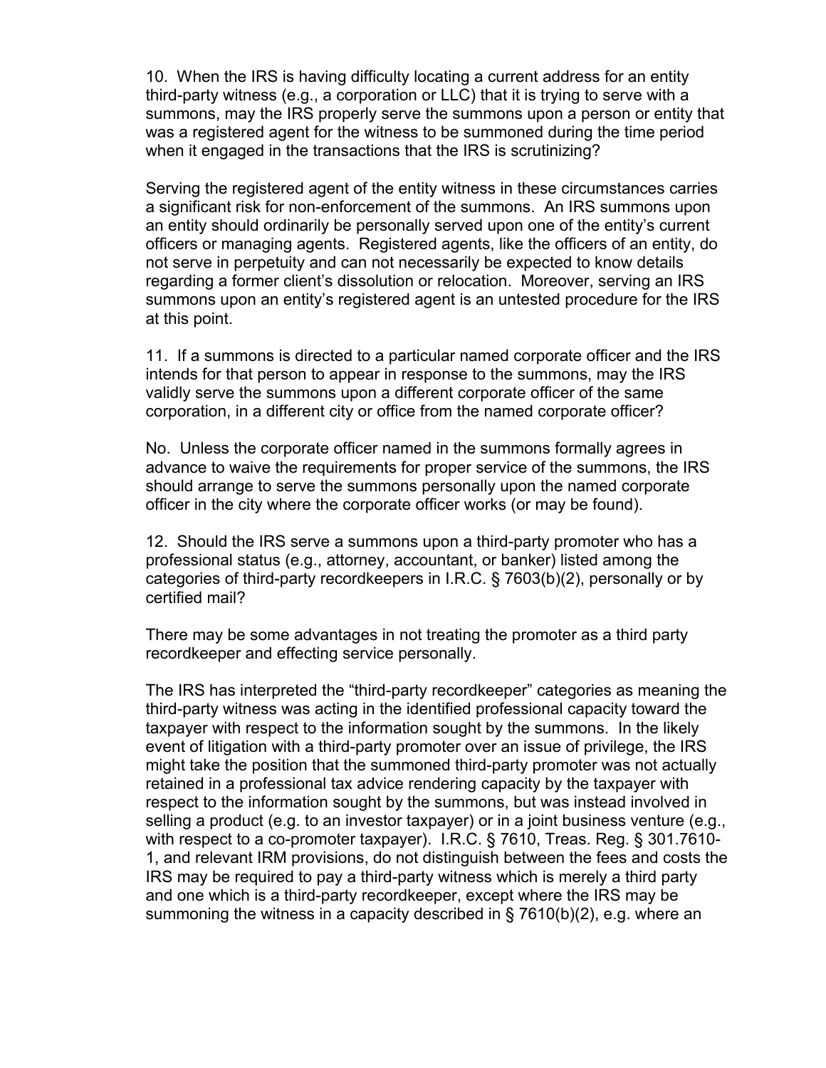10. When the IRS is having difficulty locating a current address for an entity third-party witness (e.g., a corporation or LLC) that it is trying to serve with a summons, may the IRS properly serve the summons upon a person or entity that was a registered agent for the witness to be summoned during the time period when it engaged in the transactions that the IRS is scrutinizing?

Serving the registered agent of the entity witness in these circumstances carries a significant risk for non-enforcement of the summons. An IRS summons upon an entity should ordinarily be personally served upon one of the entity's current officers or managing agents. Registered agents, like the officers of an entity, do not serve in perpetuity and can not necessarily be expected to know details regarding a former client's dissolution or relocation. Moreover, serving an IRS summons upon an entity's registered agent is an untested procedure for the IRS at this point.

11. If a summons is directed to a particular named corporate officer and the IRS intends for that person to appear in response to the summons, may the IRS validly serve the summons upon a different corporate officer of the same corporation, in a different city or office from the named corporate officer?

No. Unless the corporate officer named in the summons formally agrees in advance to waive the requirements for proper service of the summons, the IRS should arrange to serve the summons personally upon the named corporate officer in the city where the corporate officer works (or may be found).

12. Should the IRS serve a summons upon a third-party promoter who has a professional status (e.g., attorney, accountant, or banker) listed among the categories of third-party recordkeepers in I.R.C. § 7603(b)(2), personally or by certified mail?

There may be some advantages in not treating the promoter as a third party recordkeeper and effecting service personally.

The IRS has interpreted the "third-party recordkeeper" categories as meaning the third-party witness was acting in the identified professional capacity toward the taxpayer with respect to the information sought by the summons. In the likely event of litigation with a third-party promoter over an issue of privilege, the IRS might take the position that the summoned third-party promoter was not actually retained in a professional tax advice rendering capacity by the taxpayer with respect to the information sought by the summons, but was instead involved in selling a product (e.g. to an investor taxpayer) or in a joint business venture (e.g., with respect to a co-promoter taxpayer). I.R.C. § 7610, Treas. Reg. § 301.7610-1, and relevant IRM provisions, do not distinguish between the fees and costs the IRS may be required to pay a third-party witness which is merely a third party and one which is a third-party recordkeeper, except where the IRS may be summoning the witness in a capacity described in § 7610(b)(2), e.g. where an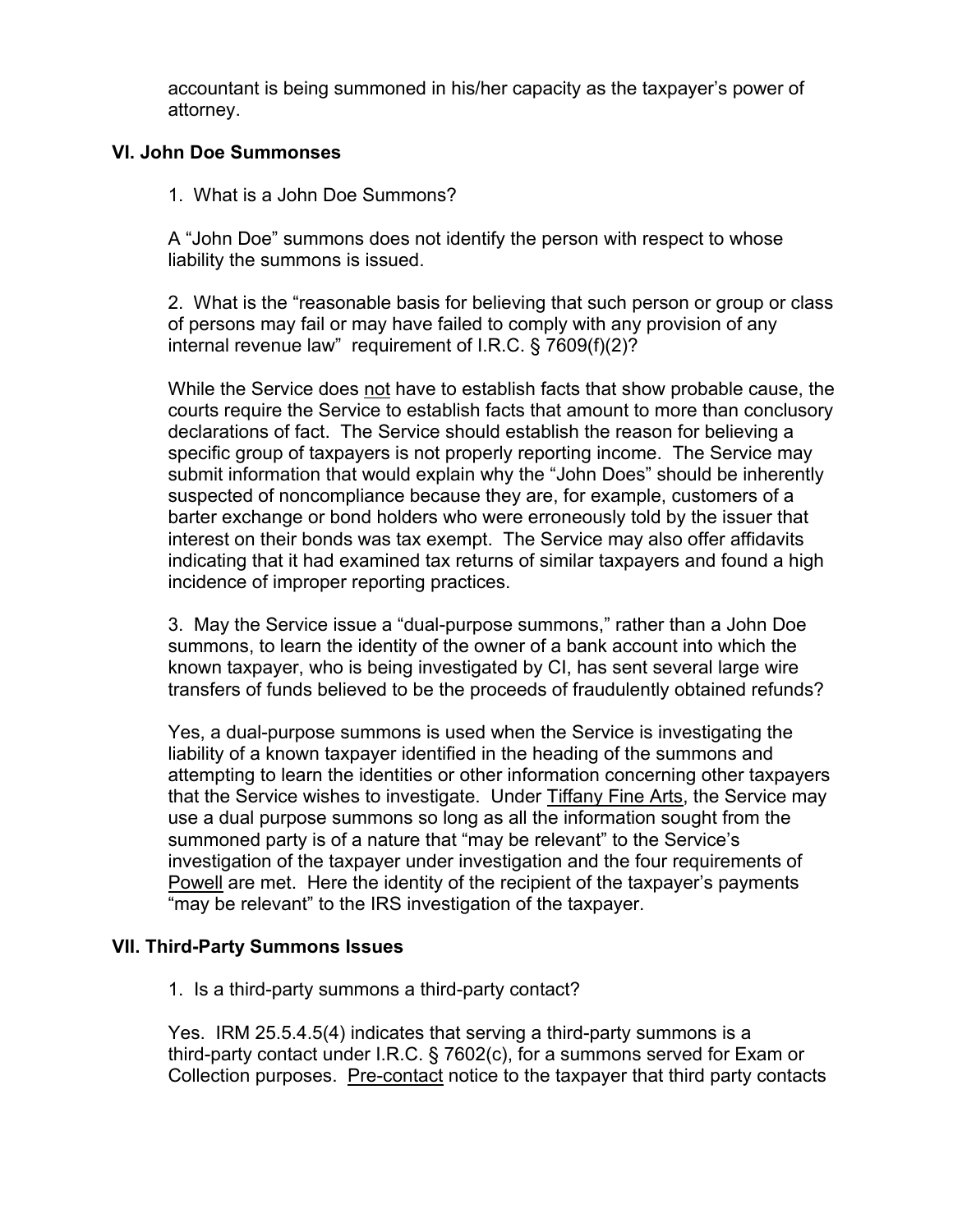accountant is being summoned in his/her capacity as the taxpayer's power of attorney.

## VI. John Doe Summonses

1. What is a John Doe Summons?

A "John Doe" summons does not identify the person with respect to whose liability the summons is issued.

2. What is the "reasonable basis for believing that such person or group or class of persons may fail or may have failed to comply with any provision of any internal revenue law" requirement of I.R.C. § 7609(f)(2)?

While the Service does not have to establish facts that show probable cause, the courts require the Service to establish facts that amount to more than conclusory declarations of fact. The Service should establish the reason for believing a specific group of taxpayers is not properly reporting income. The Service may submit information that would explain why the "John Does" should be inherently suspected of noncompliance because they are, for example, customers of a barter exchange or bond holders who were erroneously told by the issuer that interest on their bonds was tax exempt. The Service may also offer affidavits indicating that it had examined tax returns of similar taxpayers and found a high incidence of improper reporting practices.

3. May the Service issue a "dual-purpose summons," rather than a John Doe summons, to learn the identity of the owner of a bank account into which the known taxpayer, who is being investigated by CI, has sent several large wire transfers of funds believed to be the proceeds of fraudulently obtained refunds?

Yes, a dual-purpose summons is used when the Service is investigating the liability of a known taxpayer identified in the heading of the summons and attempting to learn the identities or other information concerning other taxpayers that the Service wishes to investigate. Under Tiffany Fine Arts, the Service may use a dual purpose summons so long as all the information sought from the summoned party is of a nature that "may be relevant" to the Service's investigation of the taxpayer under investigation and the four requirements of Powell are met. Here the identity of the recipient of the taxpayer's payments "may be relevant" to the IRS investigation of the taxpayer.

## VII. Third-Party Summons Issues

1. Is a third-party summons a third-party contact?

Yes. IRM 25.5.4.5(4) indicates that serving a third-party summons is a third-party contact under I.R.C. § 7602(c), for a summons served for Exam or Collection purposes. Pre-contact notice to the taxpayer that third party contacts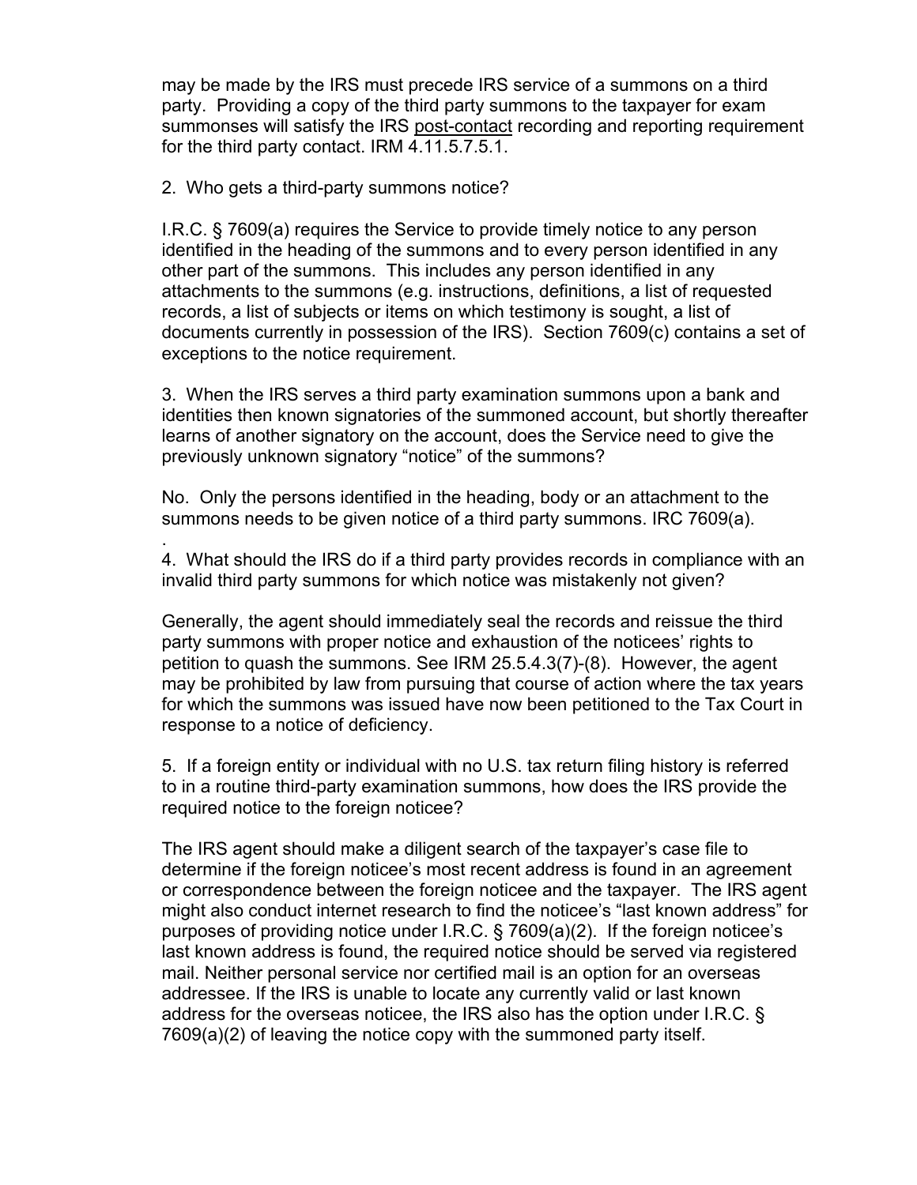may be made by the IRS must precede IRS service of a summons on a third party. Providing a copy of the third party summons to the taxpayer for exam summonses will satisfy the IRS <u>post-contact</u> recording and reporting requirement for the third party contact. IRM 4.11.5.7.5.1.

2. Who gets a third-party summons notice?

I.R.C. § 7609(a) requires the Service to provide timely notice to any person identified in the heading of the summons and to every person identified in any other part of the summons. This includes any person identified in any attachments to the summons (e.g. instructions, definitions, a list of requested records, a list of subjects or items on which testimony is sought, a list of documents currently in possession of the IRS). Section 7609(c) contains a set of exceptions to the notice requirement.

3. When the IRS serves a third party examination summons upon a bank and identities then known signatories of the summoned account, but shortly thereafter learns of another signatory on the account, does the Service need to give the previously unknown signatory "notice" of the summons?

No. Only the persons identified in the heading, body or an attachment to the summons needs to be given notice of a third party summons. IRC 7609(a).

.
4. What should the IRS do if a third party provides records in compliance with an invalid third party summons for which notice was mistakenly not given?

Generally, the agent should immediately seal the records and reissue the third party summons with proper notice and exhaustion of the noticees' rights to petition to quash the summons. See IRM 25.5.4.3(7)-(8). However, the agent may be prohibited by law from pursuing that course of action where the tax years for which the summons was issued have now been petitioned to the Tax Court in response to a notice of deficiency.

5. If a foreign entity or individual with no U.S. tax return filing history is referred to in a routine third-party examination summons, how does the IRS provide the required notice to the foreign noticee?

The IRS agent should make a diligent search of the taxpayer's case file to determine if the foreign noticee's most recent address is found in an agreement or correspondence between the foreign noticee and the taxpayer. The IRS agent might also conduct internet research to find the noticee's "last known address" for purposes of providing notice under I.R.C. § 7609(a)(2). If the foreign noticee's last known address is found, the required notice should be served via registered mail. Neither personal service nor certified mail is an option for an overseas addressee. If the IRS is unable to locate any currently valid or last known address for the overseas noticee, the IRS also has the option under I.R.C. § 7609(a)(2) of leaving the notice copy with the summoned party itself.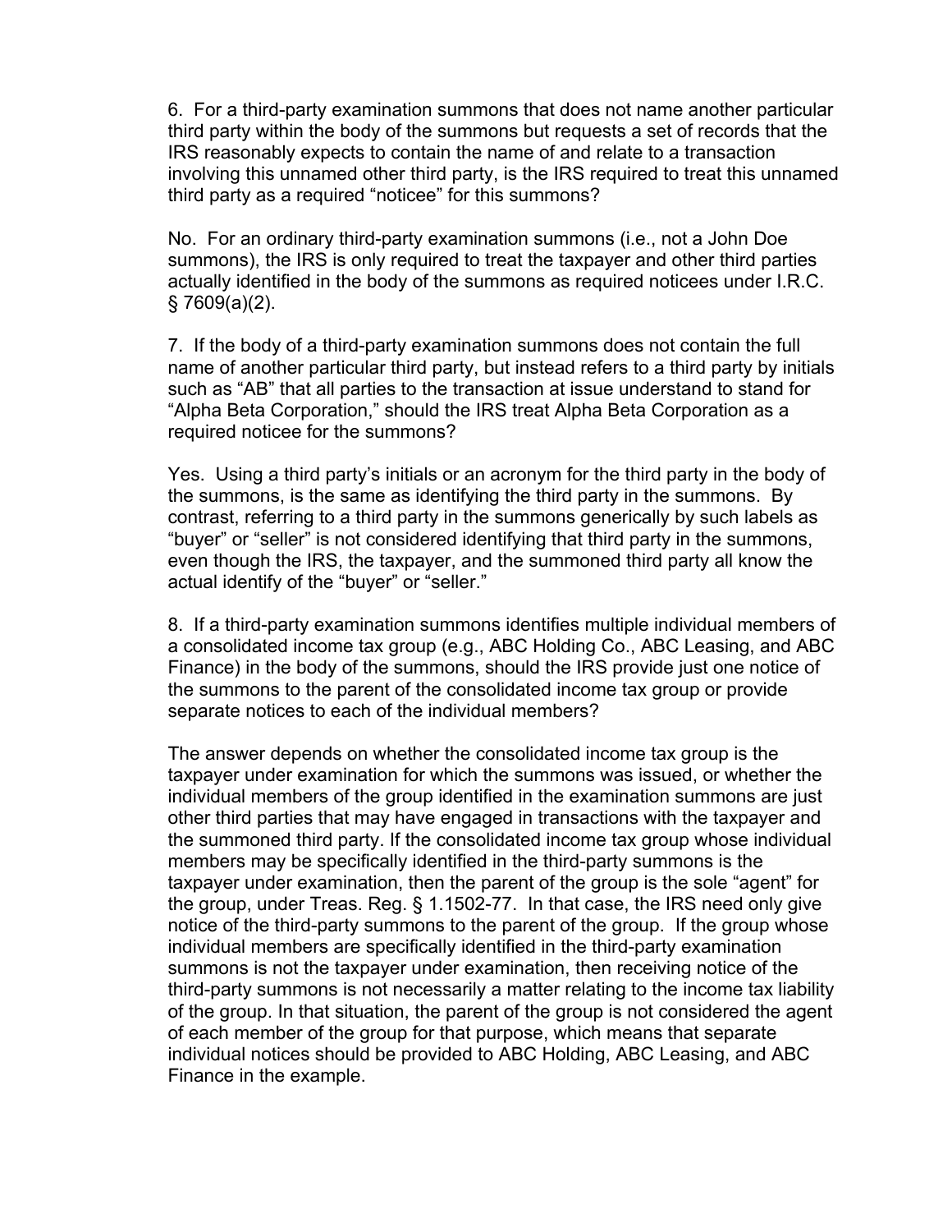6. For a third-party examination summons that does not name another particular third party within the body of the summons but requests a set of records that the IRS reasonably expects to contain the name of and relate to a transaction involving this unnamed other third party, is the IRS required to treat this unnamed third party as a required "noticee" for this summons?

No. For an ordinary third-party examination summons (i.e., not a John Doe summons), the IRS is only required to treat the taxpayer and other third parties actually identified in the body of the summons as required noticees under I.R.C. § 7609(a)(2).

7. If the body of a third-party examination summons does not contain the full name of another particular third party, but instead refers to a third party by initials such as "AB" that all parties to the transaction at issue understand to stand for "Alpha Beta Corporation," should the IRS treat Alpha Beta Corporation as a required noticee for the summons?

Yes. Using a third party's initials or an acronym for the third party in the body of the summons, is the same as identifying the third party in the summons. By contrast, referring to a third party in the summons generically by such labels as "buyer" or "seller" is not considered identifying that third party in the summons, even though the IRS, the taxpayer, and the summoned third party all know the actual identify of the "buyer" or "seller."

8. If a third-party examination summons identifies multiple individual members of a consolidated income tax group (e.g., ABC Holding Co., ABC Leasing, and ABC Finance) in the body of the summons, should the IRS provide just one notice of the summons to the parent of the consolidated income tax group or provide separate notices to each of the individual members?

The answer depends on whether the consolidated income tax group is the taxpayer under examination for which the summons was issued, or whether the individual members of the group identified in the examination summons are just other third parties that may have engaged in transactions with the taxpayer and the summoned third party. If the consolidated income tax group whose individual members may be specifically identified in the third-party summons is the taxpayer under examination, then the parent of the group is the sole "agent" for the group, under Treas. Reg. § 1.1502-77. In that case, the IRS need only give notice of the third-party summons to the parent of the group. If the group whose individual members are specifically identified in the third-party examination summons is not the taxpayer under examination, then receiving notice of the third-party summons is not necessarily a matter relating to the income tax liability of the group. In that situation, the parent of the group is not considered the agent of each member of the group for that purpose, which means that separate individual notices should be provided to ABC Holding, ABC Leasing, and ABC Finance in the example.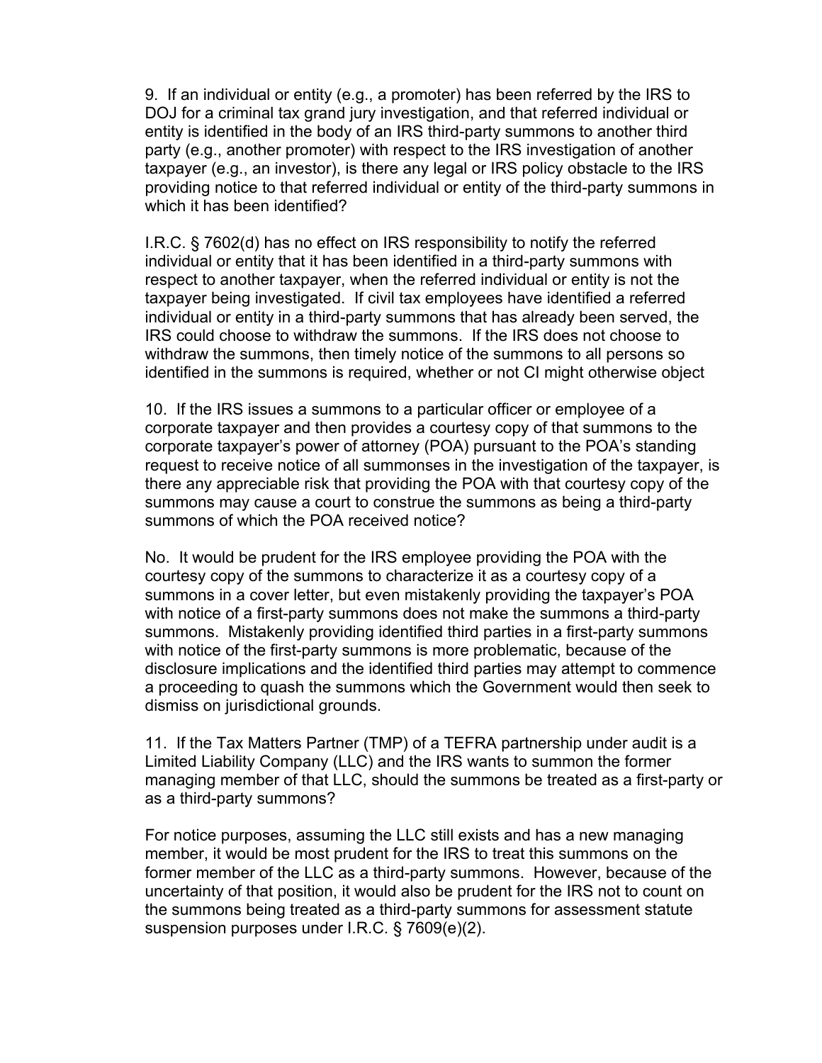9. If an individual or entity (e.g., a promoter) has been referred by the IRS to DOJ for a criminal tax grand jury investigation, and that referred individual or entity is identified in the body of an IRS third-party summons to another third party (e.g., another promoter) with respect to the IRS investigation of another taxpayer (e.g., an investor), is there any legal or IRS policy obstacle to the IRS providing notice to that referred individual or entity of the third-party summons in which it has been identified?

I.R.C. § 7602(d) has no effect on IRS responsibility to notify the referred individual or entity that it has been identified in a third-party summons with respect to another taxpayer, when the referred individual or entity is not the taxpayer being investigated. If civil tax employees have identified a referred individual or entity in a third-party summons that has already been served, the IRS could choose to withdraw the summons. If the IRS does not choose to withdraw the summons, then timely notice of the summons to all persons so identified in the summons is required, whether or not CI might otherwise object

10. If the IRS issues a summons to a particular officer or employee of a corporate taxpayer and then provides a courtesy copy of that summons to the corporate taxpayer's power of attorney (POA) pursuant to the POA's standing request to receive notice of all summonses in the investigation of the taxpayer, is there any appreciable risk that providing the POA with that courtesy copy of the summons may cause a court to construe the summons as being a third-party summons of which the POA received notice?

No. It would be prudent for the IRS employee providing the POA with the courtesy copy of the summons to characterize it as a courtesy copy of a summons in a cover letter, but even mistakenly providing the taxpayer's POA with notice of a first-party summons does not make the summons a third-party summons. Mistakenly providing identified third parties in a first-party summons with notice of the first-party summons is more problematic, because of the disclosure implications and the identified third parties may attempt to commence a proceeding to quash the summons which the Government would then seek to dismiss on jurisdictional grounds.

11. If the Tax Matters Partner (TMP) of a TEFRA partnership under audit is a Limited Liability Company (LLC) and the IRS wants to summon the former managing member of that LLC, should the summons be treated as a first-party or as a third-party summons?

For notice purposes, assuming the LLC still exists and has a new managing member, it would be most prudent for the IRS to treat this summons on the former member of the LLC as a third-party summons. However, because of the uncertainty of that position, it would also be prudent for the IRS not to count on the summons being treated as a third-party summons for assessment statute suspension purposes under I.R.C. § 7609(e)(2).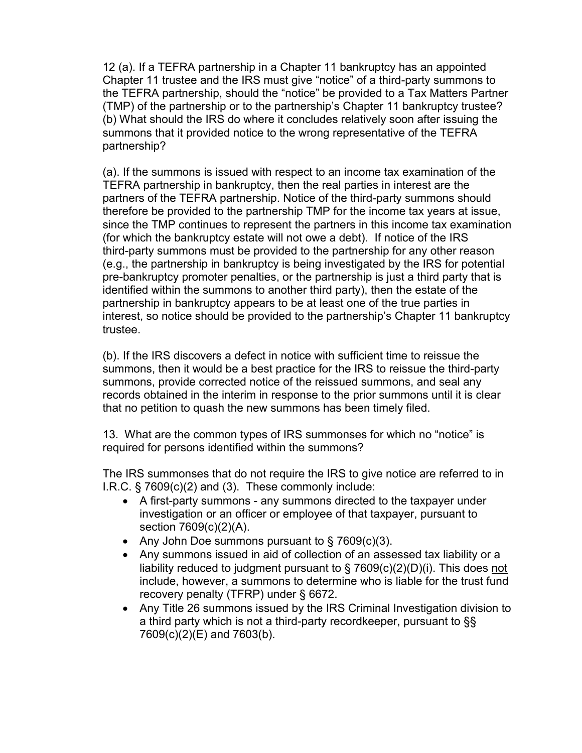12 (a). If a TEFRA partnership in a Chapter 11 bankruptcy has an appointed Chapter 11 trustee and the IRS must give "notice" of a third-party summons to the TEFRA partnership, should the "notice" be provided to a Tax Matters Partner (TMP) of the partnership or to the partnership's Chapter 11 bankruptcy trustee? (b) What should the IRS do where it concludes relatively soon after issuing the summons that it provided notice to the wrong representative of the TEFRA partnership?

(a). If the summons is issued with respect to an income tax examination of the TEFRA partnership in bankruptcy, then the real parties in interest are the partners of the TEFRA partnership. Notice of the third-party summons should therefore be provided to the partnership TMP for the income tax years at issue, since the TMP continues to represent the partners in this income tax examination (for which the bankruptcy estate will not owe a debt). If notice of the IRS third-party summons must be provided to the partnership for any other reason (e.g., the partnership in bankruptcy is being investigated by the IRS for potential pre-bankruptcy promoter penalties, or the partnership is just a third party that is identified within the summons to another third party), then the estate of the partnership in bankruptcy appears to be at least one of the true parties in interest, so notice should be provided to the partnership's Chapter 11 bankruptcy trustee.

(b). If the IRS discovers a defect in notice with sufficient time to reissue the summons, then it would be a best practice for the IRS to reissue the third-party summons, provide corrected notice of the reissued summons, and seal any records obtained in the interim in response to the prior summons until it is clear that no petition to quash the new summons has been timely filed.

13. What are the common types of IRS summonses for which no "notice" is required for persons identified within the summons?

The IRS summonses that do not require the IRS to give notice are referred to in I.R.C. § 7609(c)(2) and (3). These commonly include:

- A first-party summons - any summons directed to the taxpayer under investigation or an officer or employee of that taxpayer, pursuant to section 7609(c)(2)(A).
- Any John Doe summons pursuant to § 7609(c)(3).
- Any summons issued in aid of collection of an assessed tax liability or a liability reduced to judgment pursuant to § 7609(c)(2)(D)(i). This does <u>not</u> include, however, a summons to determine who is liable for the trust fund recovery penalty (TFRP) under § 6672.
- Any Title 26 summons issued by the IRS Criminal Investigation division to a third party which is not a third-party recordkeeper, pursuant to §§ 7609(c)(2)(E) and 7603(b).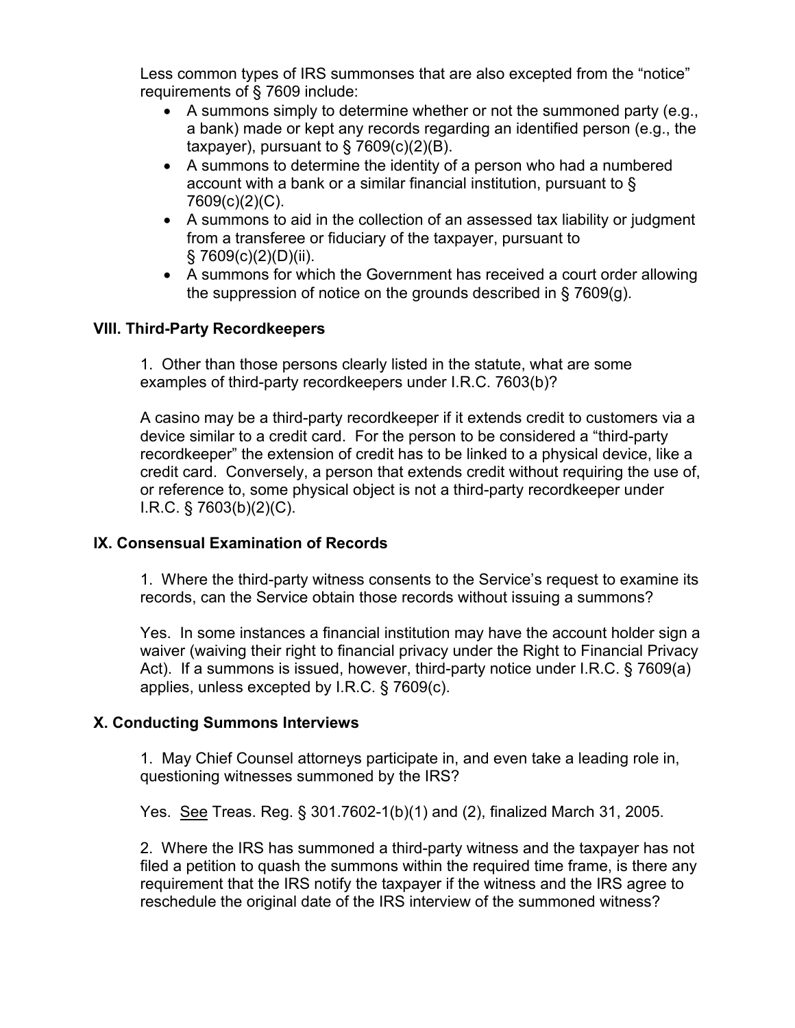Less common types of IRS summonses that are also excepted from the "notice" requirements of § 7609 include:

- A summons simply to determine whether or not the summoned party (e.g., a bank) made or kept any records regarding an identified person (e.g., the taxpayer), pursuant to § 7609(c)(2)(B).
- A summons to determine the identity of a person who had a numbered account with a bank or a similar financial institution, pursuant to § 7609(c)(2)(C).
- A summons to aid in the collection of an assessed tax liability or judgment from a transferee or fiduciary of the taxpayer, pursuant to § 7609(c)(2)(D)(ii).
- A summons for which the Government has received a court order allowing the suppression of notice on the grounds described in § 7609(g).

### VIII. Third-Party Recordkeepers

1. Other than those persons clearly listed in the statute, what are some examples of third-party recordkeepers under I.R.C. 7603(b)?

A casino may be a third-party recordkeeper if it extends credit to customers via a device similar to a credit card. For the person to be considered a "third-party recordkeeper" the extension of credit has to be linked to a physical device, like a credit card. Conversely, a person that extends credit without requiring the use of, or reference to, some physical object is not a third-party recordkeeper under I.R.C. § 7603(b)(2)(C).

### IX. Consensual Examination of Records

1. Where the third-party witness consents to the Service's request to examine its records, can the Service obtain those records without issuing a summons?

Yes. In some instances a financial institution may have the account holder sign a waiver (waiving their right to financial privacy under the Right to Financial Privacy Act). If a summons is issued, however, third-party notice under I.R.C. § 7609(a) applies, unless excepted by I.R.C. § 7609(c).

### X. Conducting Summons Interviews

1. May Chief Counsel attorneys participate in, and even take a leading role in, questioning witnesses summoned by the IRS?

Yes. See Treas. Reg. § 301.7602-1(b)(1) and (2), finalized March 31, 2005.

2. Where the IRS has summoned a third-party witness and the taxpayer has not filed a petition to quash the summons within the required time frame, is there any requirement that the IRS notify the taxpayer if the witness and the IRS agree to reschedule the original date of the IRS interview of the summoned witness?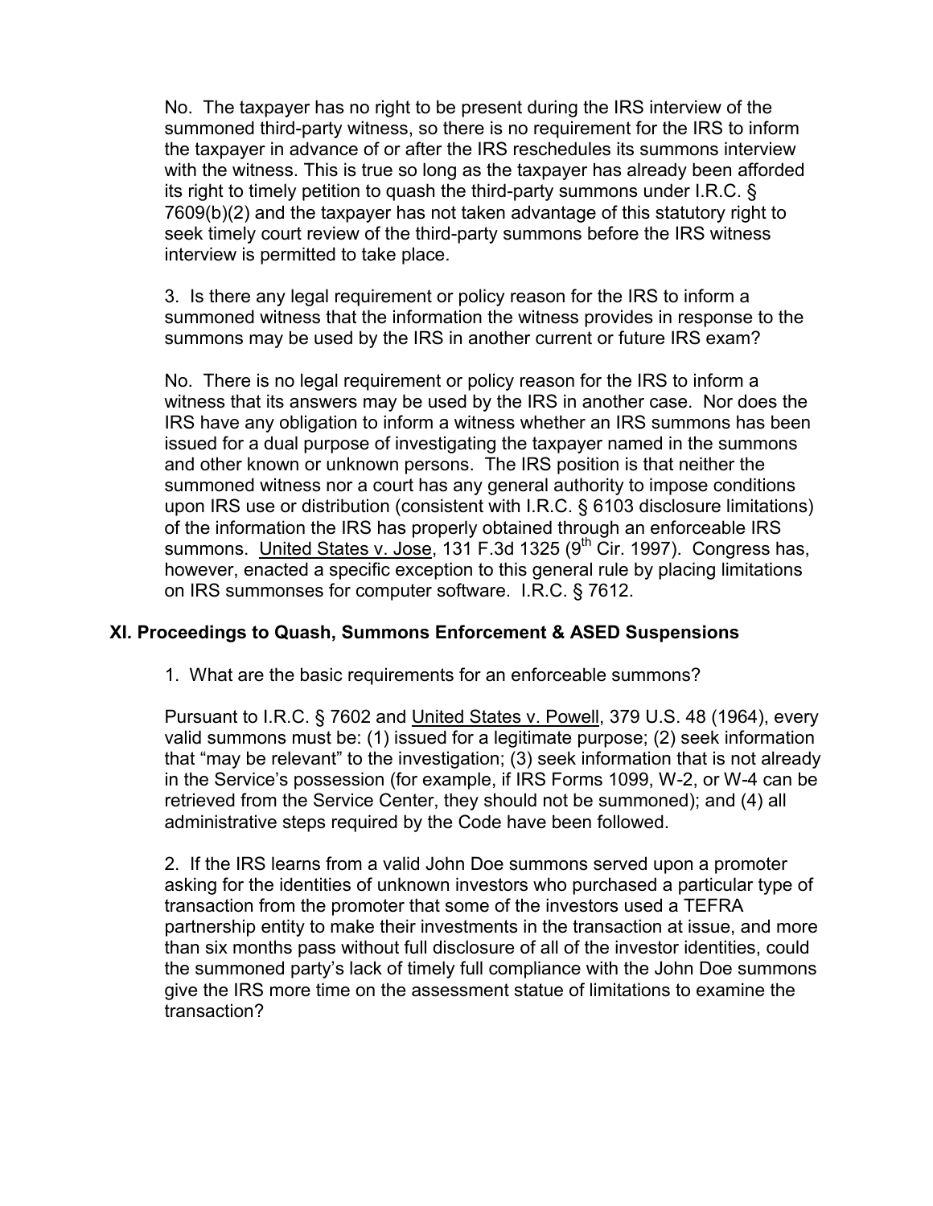No. The taxpayer has no right to be present during the IRS interview of the summoned third-party witness, so there is no requirement for the IRS to inform the taxpayer in advance of or after the IRS reschedules its summons interview with the witness. This is true so long as the taxpayer has already been afforded its right to timely petition to quash the third-party summons under I.R.C. § 7609(b)(2) and the taxpayer has not taken advantage of this statutory right to seek timely court review of the third-party summons before the IRS witness interview is permitted to take place.

3. Is there any legal requirement or policy reason for the IRS to inform a summoned witness that the information the witness provides in response to the summons may be used by the IRS in another current or future IRS exam?

No. There is no legal requirement or policy reason for the IRS to inform a witness that its answers may be used by the IRS in another case. Nor does the IRS have any obligation to inform a witness whether an IRS summons has been issued for a dual purpose of investigating the taxpayer named in the summons and other known or unknown persons. The IRS position is that neither the summoned witness nor a court has any general authority to impose conditions upon IRS use or distribution (consistent with I.R.C. § 6103 disclosure limitations) of the information the IRS has properly obtained through an enforceable IRS summons. United States v. Jose, 131 F.3d 1325 (9th Cir. 1997). Congress has, however, enacted a specific exception to this general rule by placing limitations on IRS summonses for computer software. I.R.C. § 7612.

## XI. Proceedings to Quash, Summons Enforcement & ASED Suspensions

1. What are the basic requirements for an enforceable summons?

Pursuant to I.R.C. § 7602 and United States v. Powell, 379 U.S. 48 (1964), every valid summons must be: (1) issued for a legitimate purpose; (2) seek information that "may be relevant" to the investigation; (3) seek information that is not already in the Service's possession (for example, if IRS Forms 1099, W-2, or W-4 can be retrieved from the Service Center, they should not be summoned); and (4) all administrative steps required by the Code have been followed.

2. If the IRS learns from a valid John Doe summons served upon a promoter asking for the identities of unknown investors who purchased a particular type of transaction from the promoter that some of the investors used a TEFRA partnership entity to make their investments in the transaction at issue, and more than six months pass without full disclosure of all of the investor identities, could the summoned party's lack of timely full compliance with the John Doe summons give the IRS more time on the assessment statue of limitations to examine the transaction?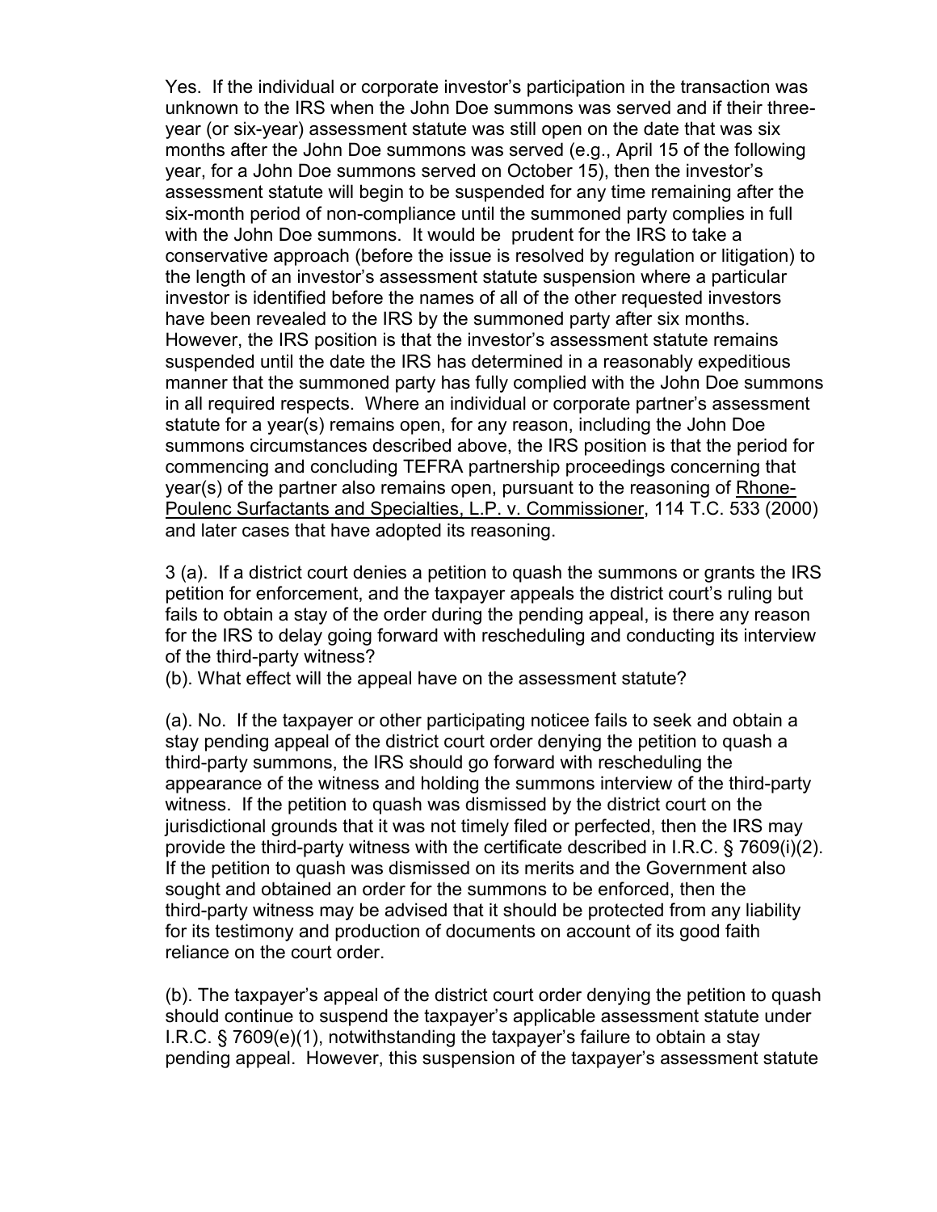Yes. If the individual or corporate investor's participation in the transaction was unknown to the IRS when the John Doe summons was served and if their three-year (or six-year) assessment statute was still open on the date that was six months after the John Doe summons was served (e.g., April 15 of the following year, for a John Doe summons served on October 15), then the investor's assessment statute will begin to be suspended for any time remaining after the six-month period of non-compliance until the summoned party complies in full with the John Doe summons. It would be prudent for the IRS to take a conservative approach (before the issue is resolved by regulation or litigation) to the length of an investor's assessment statute suspension where a particular investor is identified before the names of all of the other requested investors have been revealed to the IRS by the summoned party after six months. However, the IRS position is that the investor's assessment statute remains suspended until the date the IRS has determined in a reasonably expeditious manner that the summoned party has fully complied with the John Doe summons in all required respects. Where an individual or corporate partner's assessment statute for a year(s) remains open, for any reason, including the John Doe summons circumstances described above, the IRS position is that the period for commencing and concluding TEFRA partnership proceedings concerning that year(s) of the partner also remains open, pursuant to the reasoning of Rhone-Poulenc Surfactants and Specialties, L.P. v. Commissioner, 114 T.C. 533 (2000) and later cases that have adopted its reasoning.

3 (a). If a district court denies a petition to quash the summons or grants the IRS petition for enforcement, and the taxpayer appeals the district court's ruling but fails to obtain a stay of the order during the pending appeal, is there any reason for the IRS to delay going forward with rescheduling and conducting its interview of the third-party witness?
(b). What effect will the appeal have on the assessment statute?

(a). No. If the taxpayer or other participating noticee fails to seek and obtain a stay pending appeal of the district court order denying the petition to quash a third-party summons, the IRS should go forward with rescheduling the appearance of the witness and holding the summons interview of the third-party witness. If the petition to quash was dismissed by the district court on the jurisdictional grounds that it was not timely filed or perfected, then the IRS may provide the third-party witness with the certificate described in I.R.C. § 7609(i)(2). If the petition to quash was dismissed on its merits and the Government also sought and obtained an order for the summons to be enforced, then the third-party witness may be advised that it should be protected from any liability for its testimony and production of documents on account of its good faith reliance on the court order.

(b). The taxpayer's appeal of the district court order denying the petition to quash should continue to suspend the taxpayer's applicable assessment statute under I.R.C. § 7609(e)(1), notwithstanding the taxpayer's failure to obtain a stay pending appeal. However, this suspension of the taxpayer's assessment statute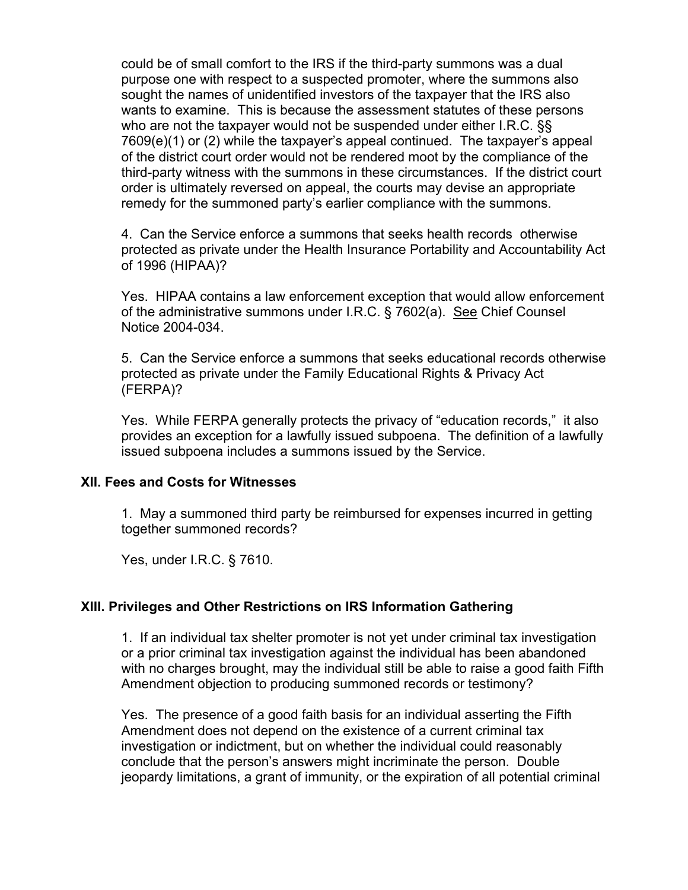could be of small comfort to the IRS if the third-party summons was a dual purpose one with respect to a suspected promoter, where the summons also sought the names of unidentified investors of the taxpayer that the IRS also wants to examine. This is because the assessment statutes of these persons who are not the taxpayer would not be suspended under either I.R.C. §§ 7609(e)(1) or (2) while the taxpayer's appeal continued. The taxpayer's appeal of the district court order would not be rendered moot by the compliance of the third-party witness with the summons in these circumstances. If the district court order is ultimately reversed on appeal, the courts may devise an appropriate remedy for the summoned party's earlier compliance with the summons.

4. Can the Service enforce a summons that seeks health records otherwise protected as private under the Health Insurance Portability and Accountability Act of 1996 (HIPAA)?

Yes. HIPAA contains a law enforcement exception that would allow enforcement of the administrative summons under I.R.C. § 7602(a). See Chief Counsel Notice 2004-034.

5. Can the Service enforce a summons that seeks educational records otherwise protected as private under the Family Educational Rights & Privacy Act (FERPA)?

Yes. While FERPA generally protects the privacy of "education records," it also provides an exception for a lawfully issued subpoena. The definition of a lawfully issued subpoena includes a summons issued by the Service.

## XII. Fees and Costs for Witnesses

1. May a summoned third party be reimbursed for expenses incurred in getting together summoned records?

Yes, under I.R.C. § 7610.

## XIII. Privileges and Other Restrictions on IRS Information Gathering

1. If an individual tax shelter promoter is not yet under criminal tax investigation or a prior criminal tax investigation against the individual has been abandoned with no charges brought, may the individual still be able to raise a good faith Fifth Amendment objection to producing summoned records or testimony?

Yes. The presence of a good faith basis for an individual asserting the Fifth Amendment does not depend on the existence of a current criminal tax investigation or indictment, but on whether the individual could reasonably conclude that the person's answers might incriminate the person. Double jeopardy limitations, a grant of immunity, or the expiration of all potential criminal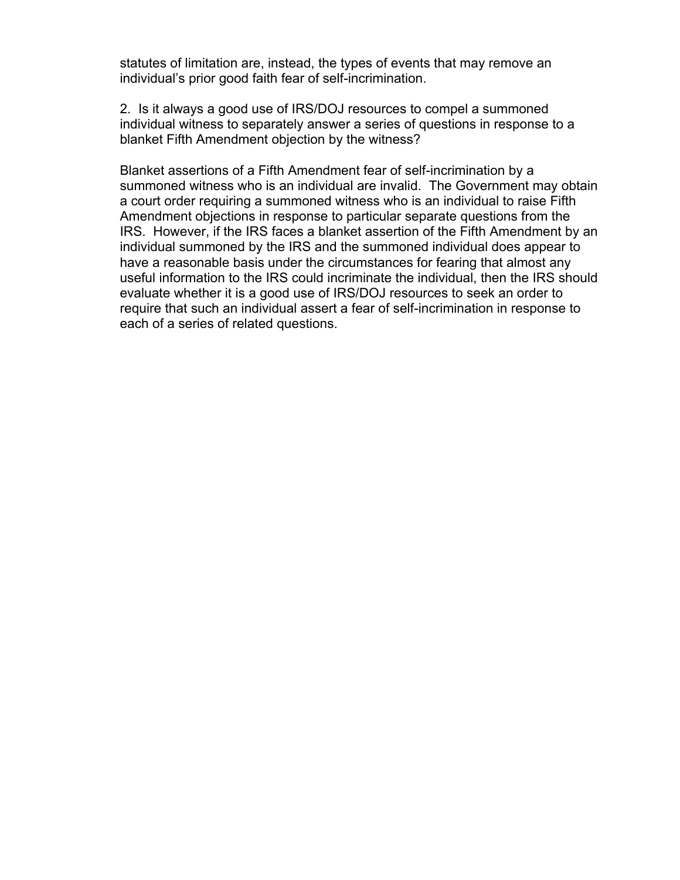statutes of limitation are, instead, the types of events that may remove an individual's prior good faith fear of self-incrimination.

2. Is it always a good use of IRS/DOJ resources to compel a summoned individual witness to separately answer a series of questions in response to a blanket Fifth Amendment objection by the witness?

Blanket assertions of a Fifth Amendment fear of self-incrimination by a summoned witness who is an individual are invalid. The Government may obtain a court order requiring a summoned witness who is an individual to raise Fifth Amendment objections in response to particular separate questions from the IRS. However, if the IRS faces a blanket assertion of the Fifth Amendment by an individual summoned by the IRS and the summoned individual does appear to have a reasonable basis under the circumstances for fearing that almost any useful information to the IRS could incriminate the individual, then the IRS should evaluate whether it is a good use of IRS/DOJ resources to seek an order to require that such an individual assert a fear of self-incrimination in response to each of a series of related questions.